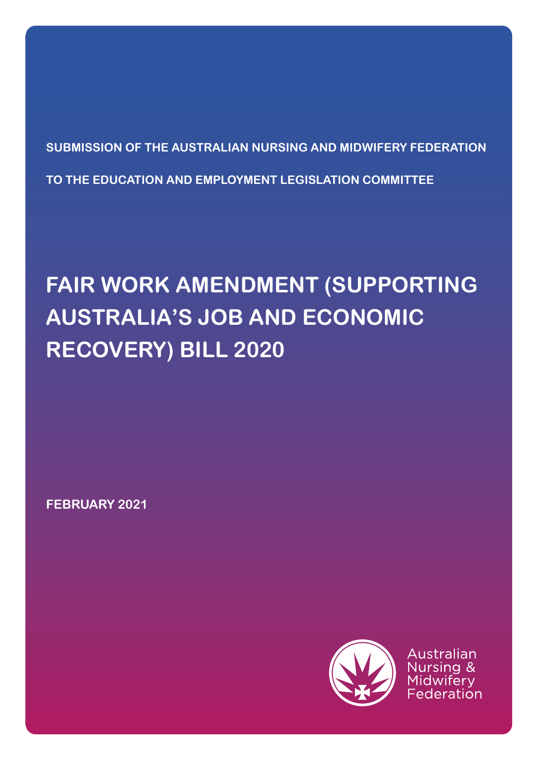SUBMISSION OF THE AUSTRALIAN NURSING AND MIDWIFERY FEDERATION

TO THE EDUCATION AND EMPLOYMENT LEGISLATION COMMITTEE

# FAIR WORK AMENDMENT (SUPPORTING AUSTRALIA'S JOB AND ECONOMIC RECOVERY) BILL 2020

FEBRUARY 2021

Australian Nursing & Midwifery Federation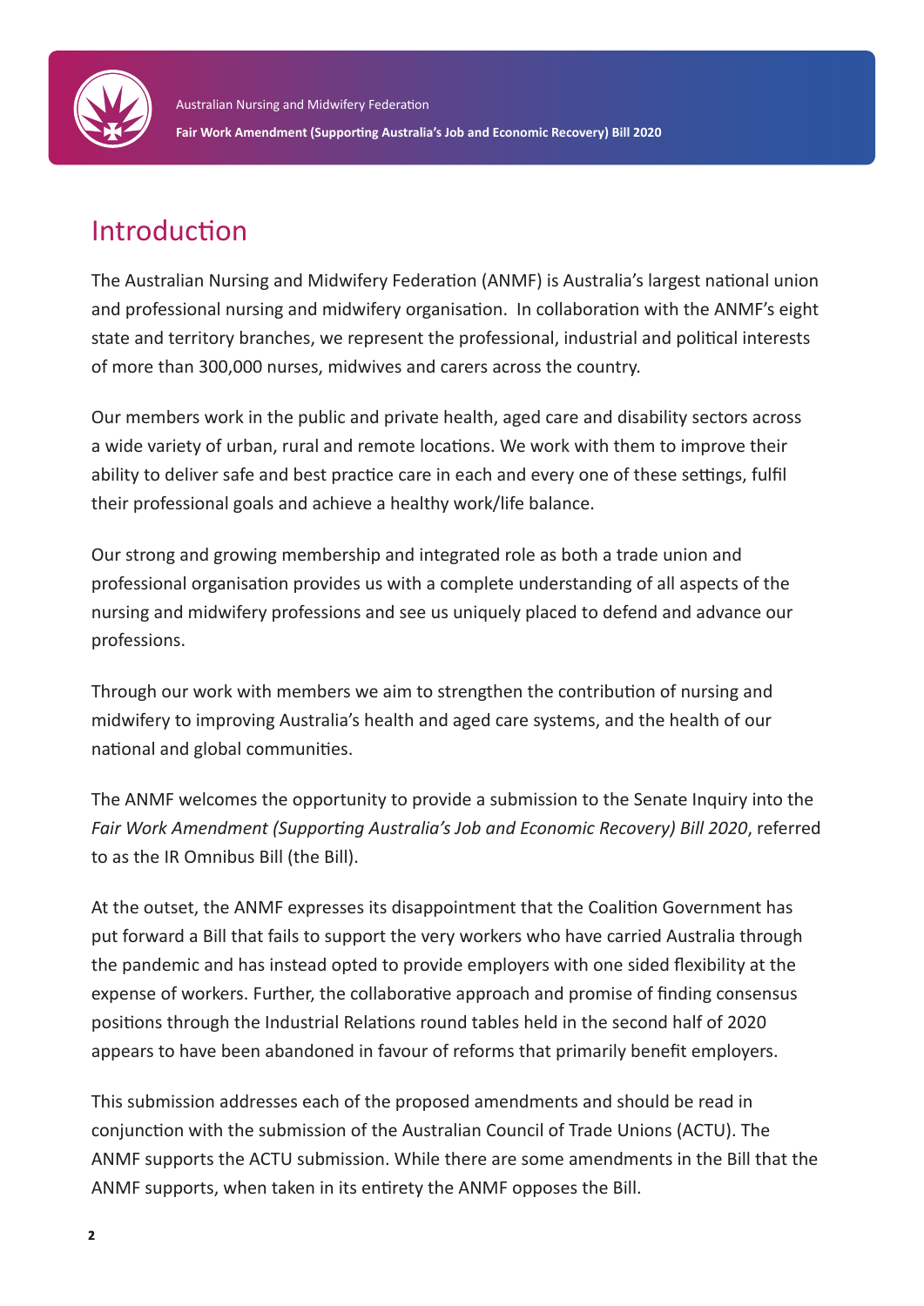# Introduction

The Australian Nursing and Midwifery Federation (ANMF) is Australia's largest national union and professional nursing and midwifery organisation. In collaboration with the ANMF's eight state and territory branches, we represent the professional, industrial and political interests of more than 300,000 nurses, midwives and carers across the country.

Our members work in the public and private health, aged care and disability sectors across a wide variety of urban, rural and remote locations. We work with them to improve their ability to deliver safe and best practice care in each and every one of these settings, fulfil their professional goals and achieve a healthy work/life balance.

Our strong and growing membership and integrated role as both a trade union and professional organisation provides us with a complete understanding of all aspects of the nursing and midwifery professions and see us uniquely placed to defend and advance our professions.

Through our work with members we aim to strengthen the contribution of nursing and midwifery to improving Australia's health and aged care systems, and the health of our national and global communities.

The ANMF welcomes the opportunity to provide a submission to the Senate Inquiry into the *Fair Work Amendment (Supporting Australia's Job and Economic Recovery) Bill 2020*, referred to as the IR Omnibus Bill (the Bill).

At the outset, the ANMF expresses its disappointment that the Coalition Government has put forward a Bill that fails to support the very workers who have carried Australia through the pandemic and has instead opted to provide employers with one sided flexibility at the expense of workers. Further, the collaborative approach and promise of finding consensus positions through the Industrial Relations round tables held in the second half of 2020 appears to have been abandoned in favour of reforms that primarily benefit employers.

This submission addresses each of the proposed amendments and should be read in conjunction with the submission of the Australian Council of Trade Unions (ACTU). The ANMF supports the ACTU submission. While there are some amendments in the Bill that the ANMF supports, when taken in its entirety the ANMF opposes the Bill.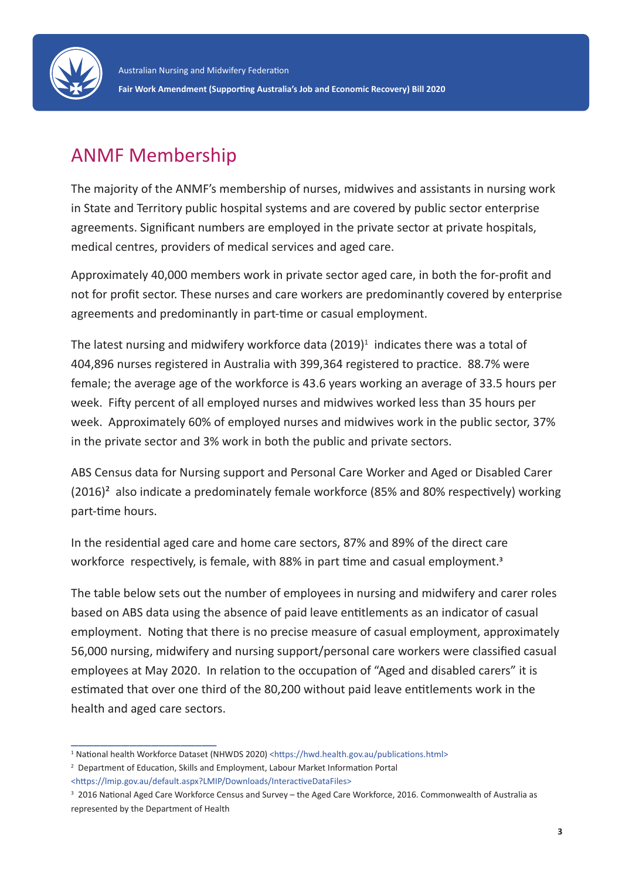## ANMF Membership

The majority of the ANMF's membership of nurses, midwives and assistants in nursing work in State and Territory public hospital systems and are covered by public sector enterprise agreements. Significant numbers are employed in the private sector at private hospitals, medical centres, providers of medical services and aged care.

Approximately 40,000 members work in private sector aged care, in both the for-profit and not for profit sector. These nurses and care workers are predominantly covered by enterprise agreements and predominantly in part-time or casual employment.

The latest nursing and midwifery workforce data (2019)[1] indicates there was a total of 404,896 nurses registered in Australia with 399,364 registered to practice. 88.7% were female; the average age of the workforce is 43.6 years working an average of 33.5 hours per week. Fifty percent of all employed nurses and midwives worked less than 35 hours per week. Approximately 60% of employed nurses and midwives work in the public sector, 37% in the private sector and 3% work in both the public and private sectors.

ABS Census data for Nursing support and Personal Care Worker and Aged or Disabled Carer (2016)[2] also indicate a predominately female workforce (85% and 80% respectively) working part-time hours.

In the residential aged care and home care sectors, 87% and 89% of the direct care workforce respectively, is female, with 88% in part time and casual employment.[3]

The table below sets out the number of employees in nursing and midwifery and carer roles based on ABS data using the absence of paid leave entitlements as an indicator of casual employment. Noting that there is no precise measure of casual employment, approximately 56,000 nursing, midwifery and nursing support/personal care workers were classified casual employees at May 2020. In relation to the occupation of "Aged and disabled carers" it is estimated that over one third of the 80,200 without paid leave entitlements work in the health and aged care sectors.

---

[1] National health Workforce Dataset (NHWDS 2020) <https://hwd.health.gov.au/publications.html>

[2] Department of Education, Skills and Employment, Labour Market Information Portal <https://lmip.gov.au/default.aspx?LMIP/Downloads/InteractiveDataFiles>

[3] 2016 National Aged Care Workforce Census and Survey – the Aged Care Workforce, 2016. Commonwealth of Australia as represented by the Department of Health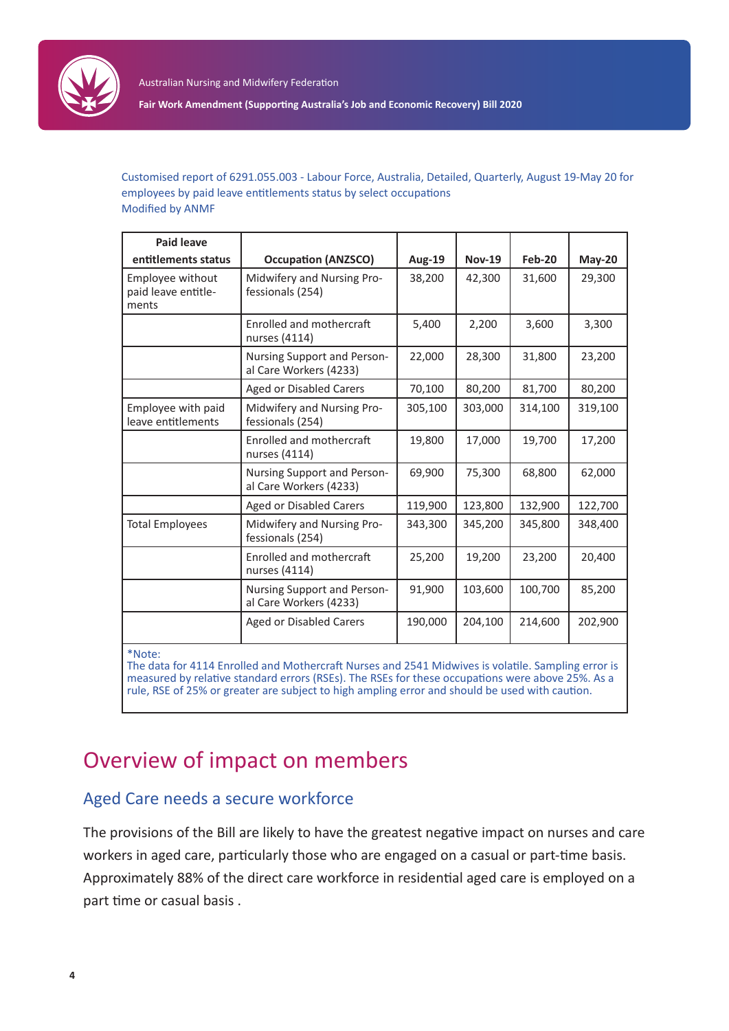Customised report of 6291.055.003 - Labour Force, Australia, Detailed, Quarterly, August 19-May 20 for employees by paid leave entitlements status by select occupations
Modified by ANMF

| Paid leave entitlements status | Occupation (ANZSCO) | Aug-19 | Nov-19 | Feb-20 | May-20 |
|---|---|---|---|---|---|
| Employee without paid leave entitlements | Midwifery and Nursing Professionals (254) | 38,200 | 42,300 | 31,600 | 29,300 |
| | Enrolled and mothercraft nurses (4114) | 5,400 | 2,200 | 3,600 | 3,300 |
| | Nursing Support and Personal Care Workers (4233) | 22,000 | 28,300 | 31,800 | 23,200 |
| | Aged or Disabled Carers | 70,100 | 80,200 | 81,700 | 80,200 |
| Employee with paid leave entitlements | Midwifery and Nursing Professionals (254) | 305,100 | 303,000 | 314,100 | 319,100 |
| | Enrolled and mothercraft nurses (4114) | 19,800 | 17,000 | 19,700 | 17,200 |
| | Nursing Support and Personal Care Workers (4233) | 69,900 | 75,300 | 68,800 | 62,000 |
| | Aged or Disabled Carers | 119,900 | 123,800 | 132,900 | 122,700 |
| Total Employees | Midwifery and Nursing Professionals (254) | 343,300 | 345,200 | 345,800 | 348,400 |
| | Enrolled and mothercraft nurses (4114) | 25,200 | 19,200 | 23,200 | 20,400 |
| | Nursing Support and Personal Care Workers (4233) | 91,900 | 103,600 | 100,700 | 85,200 |
| | Aged or Disabled Carers | 190,000 | 204,100 | 214,600 | 202,900 |

*Note:
The data for 4114 Enrolled and Mothercraft Nurses and 2541 Midwives is volatile. Sampling error is measured by relative standard errors (RSEs). The RSEs for these occupations were above 25%. As a rule, RSE of 25% or greater are subject to high ampling error and should be used with caution.

# Overview of impact on members

## Aged Care needs a secure workforce

The provisions of the Bill are likely to have the greatest negative impact on nurses and care workers in aged care, particularly those who are engaged on a casual or part-time basis. Approximately 88% of the direct care workforce in residential aged care is employed on a part time or casual basis .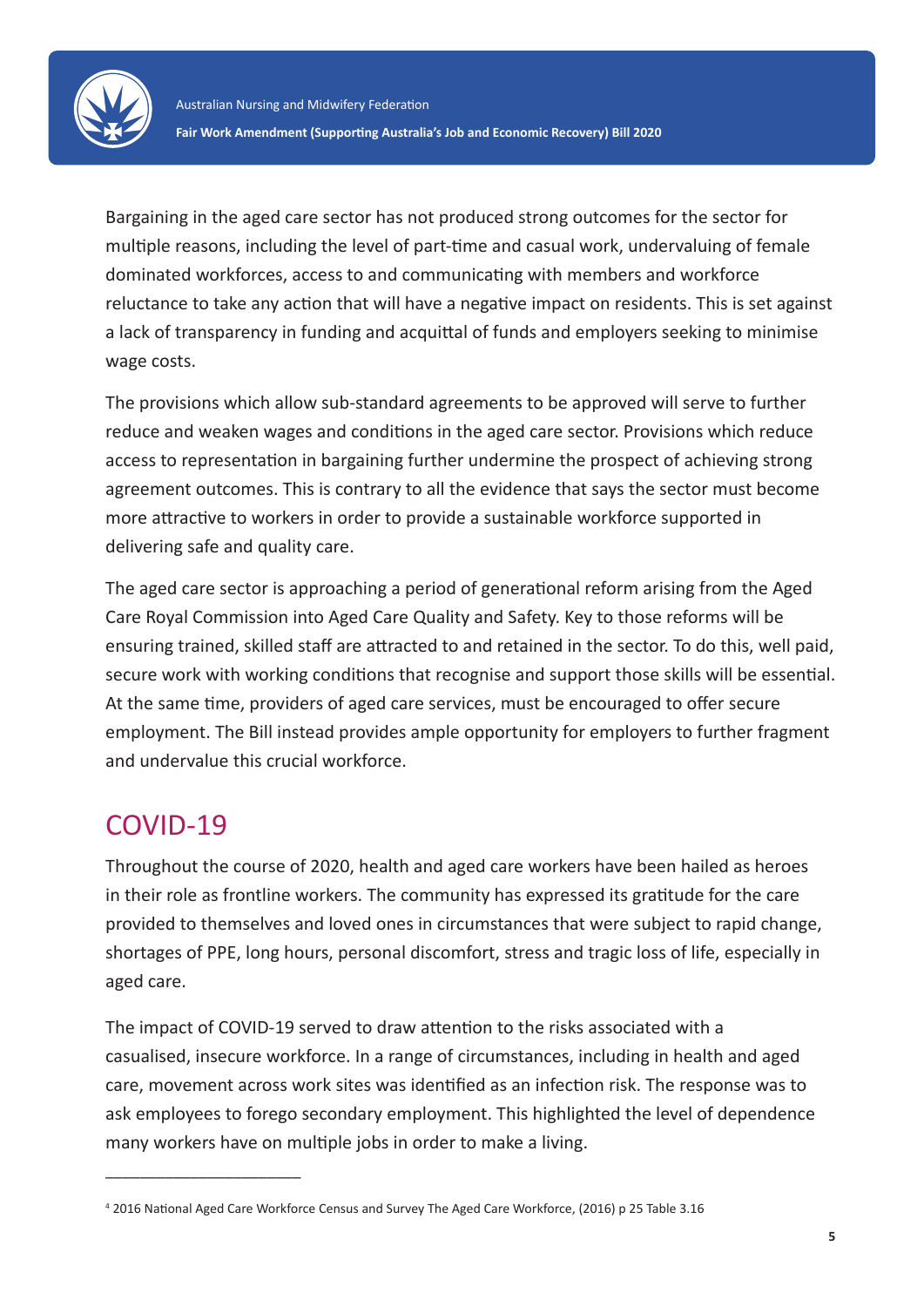Bargaining in the aged care sector has not produced strong outcomes for the sector for multiple reasons, including the level of part-time and casual work, undervaluing of female dominated workforces, access to and communicating with members and workforce reluctance to take any action that will have a negative impact on residents. This is set against a lack of transparency in funding and acquittal of funds and employers seeking to minimise wage costs.

The provisions which allow sub-standard agreements to be approved will serve to further reduce and weaken wages and conditions in the aged care sector. Provisions which reduce access to representation in bargaining further undermine the prospect of achieving strong agreement outcomes. This is contrary to all the evidence that says the sector must become more attractive to workers in order to provide a sustainable workforce supported in delivering safe and quality care.

The aged care sector is approaching a period of generational reform arising from the Aged Care Royal Commission into Aged Care Quality and Safety. Key to those reforms will be ensuring trained, skilled staff are attracted to and retained in the sector. To do this, well paid, secure work with working conditions that recognise and support those skills will be essential. At the same time, providers of aged care services, must be encouraged to offer secure employment. The Bill instead provides ample opportunity for employers to further fragment and undervalue this crucial workforce.

## COVID-19

Throughout the course of 2020, health and aged care workers have been hailed as heroes in their role as frontline workers. The community has expressed its gratitude for the care provided to themselves and loved ones in circumstances that were subject to rapid change, shortages of PPE, long hours, personal discomfort, stress and tragic loss of life, especially in aged care.

The impact of COVID-19 served to draw attention to the risks associated with a casualised, insecure workforce. In a range of circumstances, including in health and aged care, movement across work sites was identified as an infection risk. The response was to ask employees to forego secondary employment. This highlighted the level of dependence many workers have on multiple jobs in order to make a living.

---

[4] 2016 National Aged Care Workforce Census and Survey The Aged Care Workforce, (2016) p 25 Table 3.16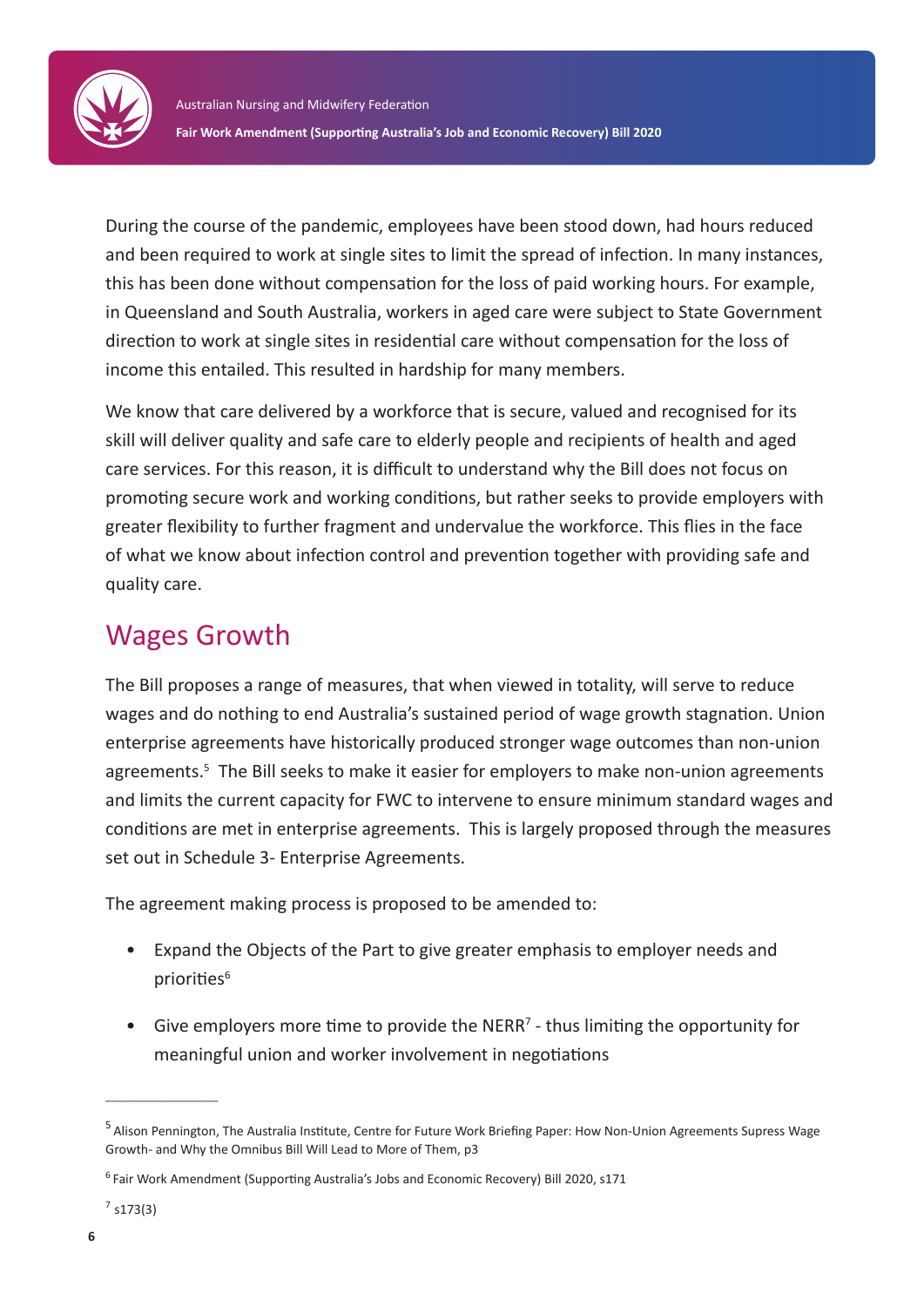During the course of the pandemic, employees have been stood down, had hours reduced and been required to work at single sites to limit the spread of infection. In many instances, this has been done without compensation for the loss of paid working hours. For example, in Queensland and South Australia, workers in aged care were subject to State Government direction to work at single sites in residential care without compensation for the loss of income this entailed. This resulted in hardship for many members.

We know that care delivered by a workforce that is secure, valued and recognised for its skill will deliver quality and safe care to elderly people and recipients of health and aged care services. For this reason, it is difficult to understand why the Bill does not focus on promoting secure work and working conditions, but rather seeks to provide employers with greater flexibility to further fragment and undervalue the workforce. This flies in the face of what we know about infection control and prevention together with providing safe and quality care.

## Wages Growth

The Bill proposes a range of measures, that when viewed in totality, will serve to reduce wages and do nothing to end Australia's sustained period of wage growth stagnation. Union enterprise agreements have historically produced stronger wage outcomes than non-union agreements.[5] The Bill seeks to make it easier for employers to make non-union agreements and limits the current capacity for FWC to intervene to ensure minimum standard wages and conditions are met in enterprise agreements. This is largely proposed through the measures set out in Schedule 3- Enterprise Agreements.

The agreement making process is proposed to be amended to:

- Expand the Objects of the Part to give greater emphasis to employer needs and priorities[6]
- Give employers more time to provide the NERR[7] - thus limiting the opportunity for meaningful union and worker involvement in negotiations

---

[5] Alison Pennington, The Australia Institute, Centre for Future Work Briefing Paper: How Non-Union Agreements Supress Wage Growth- and Why the Omnibus Bill Will Lead to More of Them, p3

[6] Fair Work Amendment (Supporting Australia's Jobs and Economic Recovery) Bill 2020, s171

[7] s173(3)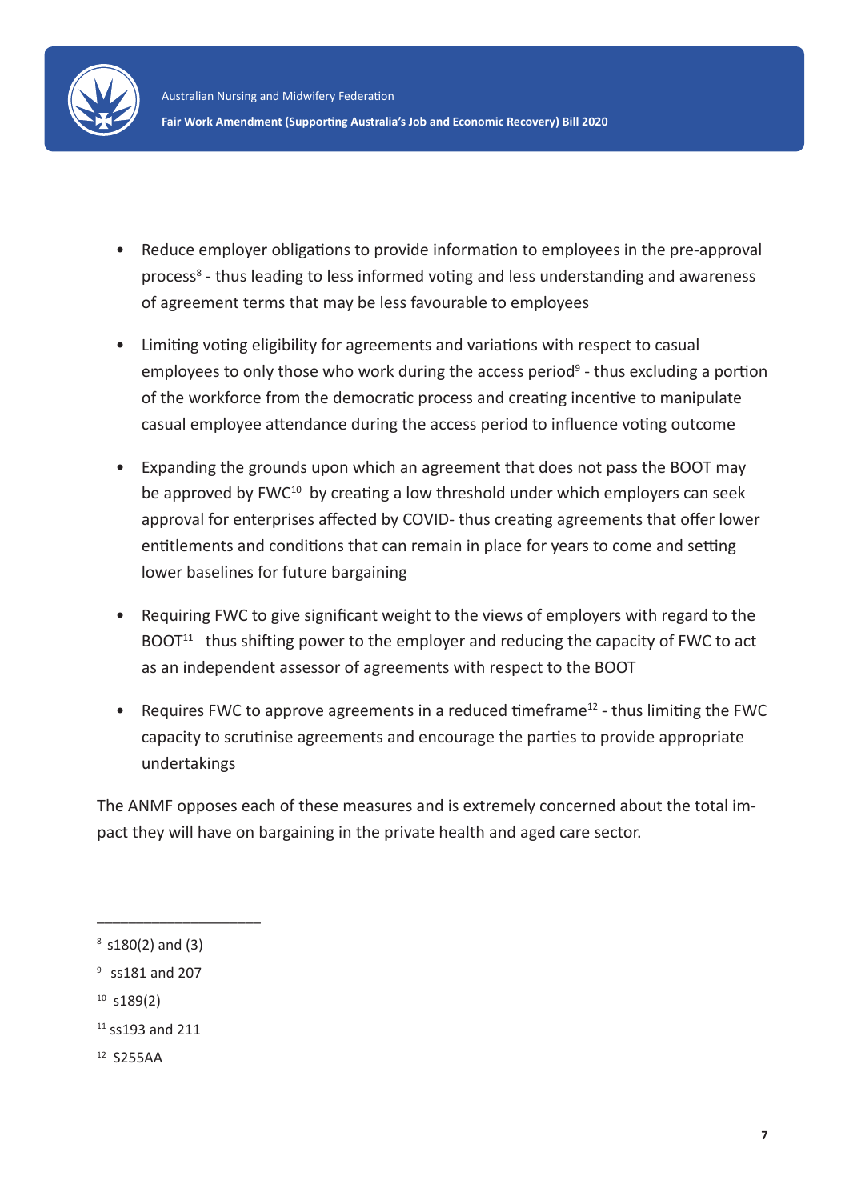- Reduce employer obligations to provide information to employees in the pre-approval process[8] - thus leading to less informed voting and less understanding and awareness of agreement terms that may be less favourable to employees

- Limiting voting eligibility for agreements and variations with respect to casual employees to only those who work during the access period[9] - thus excluding a portion of the workforce from the democratic process and creating incentive to manipulate casual employee attendance during the access period to influence voting outcome

- Expanding the grounds upon which an agreement that does not pass the BOOT may be approved by FWC[10] by creating a low threshold under which employers can seek approval for enterprises affected by COVID- thus creating agreements that offer lower entitlements and conditions that can remain in place for years to come and setting lower baselines for future bargaining

- Requiring FWC to give significant weight to the views of employers with regard to the BOOT[11] thus shifting power to the employer and reducing the capacity of FWC to act as an independent assessor of agreements with respect to the BOOT

- Requires FWC to approve agreements in a reduced timeframe[12] - thus limiting the FWC capacity to scrutinise agreements and encourage the parties to provide appropriate undertakings

The ANMF opposes each of these measures and is extremely concerned about the total impact they will have on bargaining in the private health and aged care sector.

---

[8] s180(2) and (3)

[9] ss181 and 207

[10] s189(2)

[11] ss193 and 211

[12] S255AA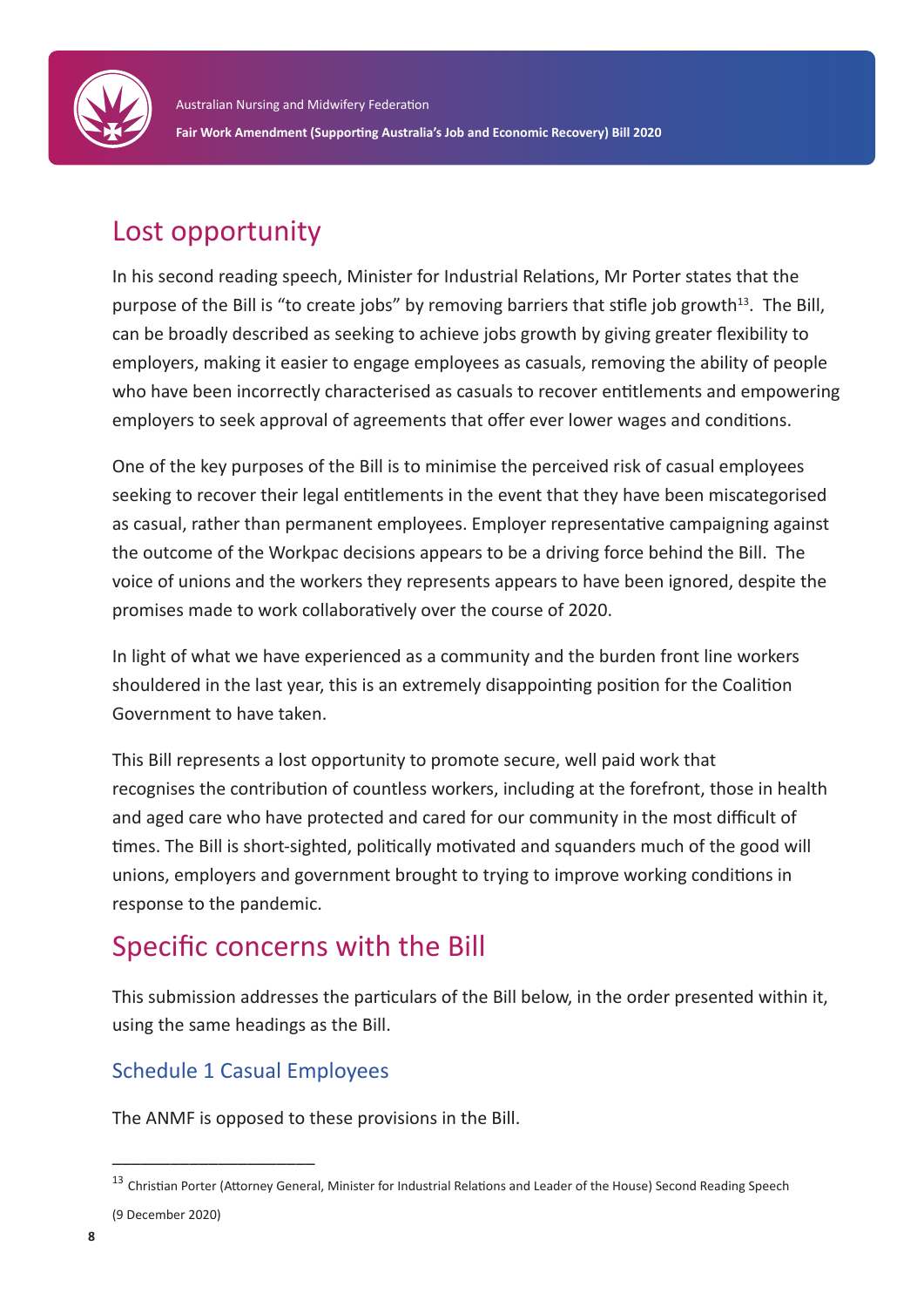## Lost opportunity

In his second reading speech, Minister for Industrial Relations, Mr Porter states that the purpose of the Bill is "to create jobs" by removing barriers that stifle job growth[13]. The Bill, can be broadly described as seeking to achieve jobs growth by giving greater flexibility to employers, making it easier to engage employees as casuals, removing the ability of people who have been incorrectly characterised as casuals to recover entitlements and empowering employers to seek approval of agreements that offer ever lower wages and conditions.

One of the key purposes of the Bill is to minimise the perceived risk of casual employees seeking to recover their legal entitlements in the event that they have been miscategorised as casual, rather than permanent employees. Employer representative campaigning against the outcome of the Workpac decisions appears to be a driving force behind the Bill. The voice of unions and the workers they represents appears to have been ignored, despite the promises made to work collaboratively over the course of 2020.

In light of what we have experienced as a community and the burden front line workers shouldered in the last year, this is an extremely disappointing position for the Coalition Government to have taken.

This Bill represents a lost opportunity to promote secure, well paid work that recognises the contribution of countless workers, including at the forefront, those in health and aged care who have protected and cared for our community in the most difficult of times. The Bill is short-sighted, politically motivated and squanders much of the good will unions, employers and government brought to trying to improve working conditions in response to the pandemic.

## Specific concerns with the Bill

This submission addresses the particulars of the Bill below, in the order presented within it, using the same headings as the Bill.

### Schedule 1 Casual Employees

The ANMF is opposed to these provisions in the Bill.

---

[13] Christian Porter (Attorney General, Minister for Industrial Relations and Leader of the House) Second Reading Speech (9 December 2020)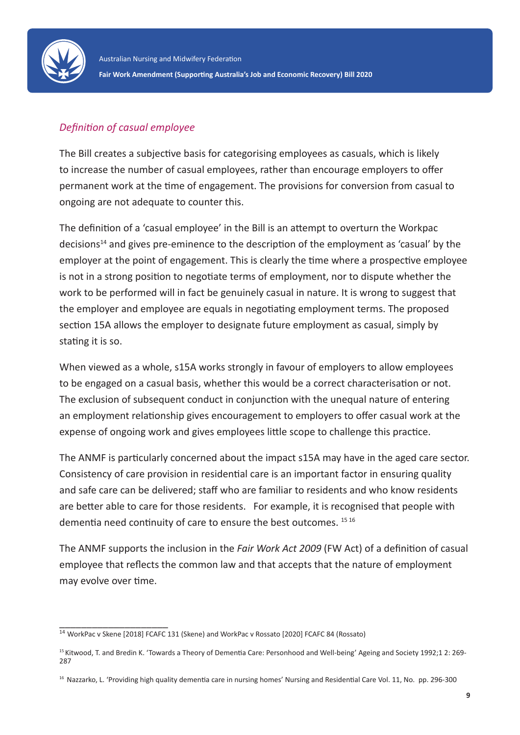*Definition of casual employee*

The Bill creates a subjective basis for categorising employees as casuals, which is likely to increase the number of casual employees, rather than encourage employers to offer permanent work at the time of engagement. The provisions for conversion from casual to ongoing are not adequate to counter this.

The definition of a 'casual employee' in the Bill is an attempt to overturn the Workpac decisions[14] and gives pre-eminence to the description of the employment as 'casual' by the employer at the point of engagement. This is clearly the time where a prospective employee is not in a strong position to negotiate terms of employment, nor to dispute whether the work to be performed will in fact be genuinely casual in nature. It is wrong to suggest that the employer and employee are equals in negotiating employment terms. The proposed section 15A allows the employer to designate future employment as casual, simply by stating it is so.

When viewed as a whole, s15A works strongly in favour of employers to allow employees to be engaged on a casual basis, whether this would be a correct characterisation or not. The exclusion of subsequent conduct in conjunction with the unequal nature of entering an employment relationship gives encouragement to employers to offer casual work at the expense of ongoing work and gives employees little scope to challenge this practice.

The ANMF is particularly concerned about the impact s15A may have in the aged care sector. Consistency of care provision in residential care is an important factor in ensuring quality and safe care can be delivered; staff who are familiar to residents and who know residents are better able to care for those residents. For example, it is recognised that people with dementia need continuity of care to ensure the best outcomes. [15] [16]

The ANMF supports the inclusion in the *Fair Work Act 2009* (FW Act) of a definition of casual employee that reflects the common law and that accepts that the nature of employment may evolve over time.

---

[14] WorkPac v Skene [2018] FCAFC 131 (Skene) and WorkPac v Rossato [2020] FCAFC 84 (Rossato)

[15] Kitwood, T. and Bredin K. 'Towards a Theory of Dementia Care: Personhood and Well-being' Ageing and Society 1992;1 2: 269-287

[16] Nazzarko, L. 'Providing high quality dementia care in nursing homes' Nursing and Residential Care Vol. 11, No. pp. 296-300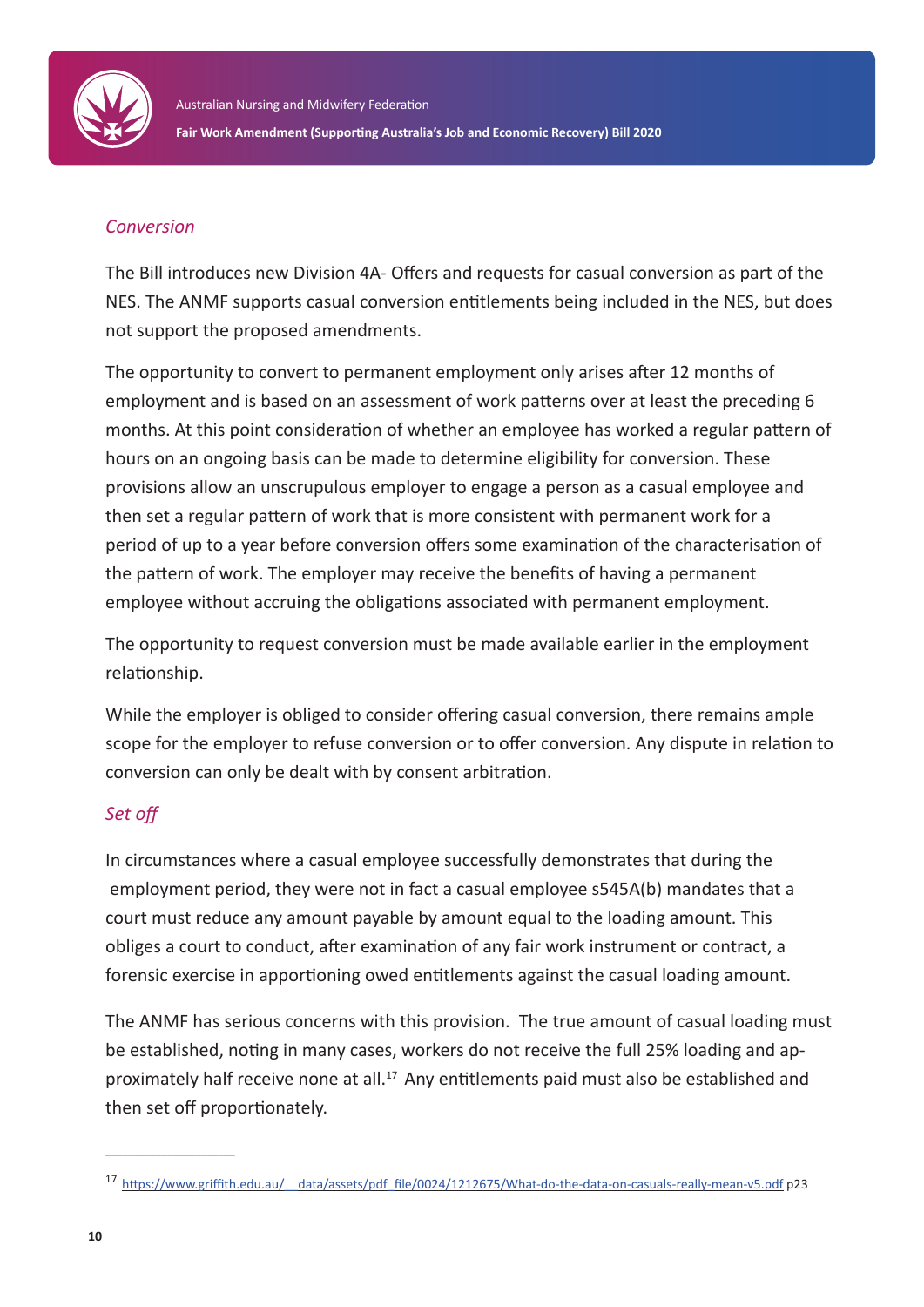*Conversion*

The Bill introduces new Division 4A- Offers and requests for casual conversion as part of the NES. The ANMF supports casual conversion entitlements being included in the NES, but does not support the proposed amendments.

The opportunity to convert to permanent employment only arises after 12 months of employment and is based on an assessment of work patterns over at least the preceding 6 months. At this point consideration of whether an employee has worked a regular pattern of hours on an ongoing basis can be made to determine eligibility for conversion. These provisions allow an unscrupulous employer to engage a person as a casual employee and then set a regular pattern of work that is more consistent with permanent work for a period of up to a year before conversion offers some examination of the characterisation of the pattern of work. The employer may receive the benefits of having a permanent employee without accruing the obligations associated with permanent employment.

The opportunity to request conversion must be made available earlier in the employment relationship.

While the employer is obliged to consider offering casual conversion, there remains ample scope for the employer to refuse conversion or to offer conversion. Any dispute in relation to conversion can only be dealt with by consent arbitration.

*Set off*

In circumstances where a casual employee successfully demonstrates that during the employment period, they were not in fact a casual employee s545A(b) mandates that a court must reduce any amount payable by amount equal to the loading amount. This obliges a court to conduct, after examination of any fair work instrument or contract, a forensic exercise in apportioning owed entitlements against the casual loading amount.

The ANMF has serious concerns with this provision. The true amount of casual loading must be established, noting in many cases, workers do not receive the full 25% loading and approximately half receive none at all.[17] Any entitlements paid must also be established and then set off proportionately.

---

[17] https://www.griffith.edu.au/__data/assets/pdf_file/0024/1212675/What-do-the-data-on-casuals-really-mean-v5.pdf p23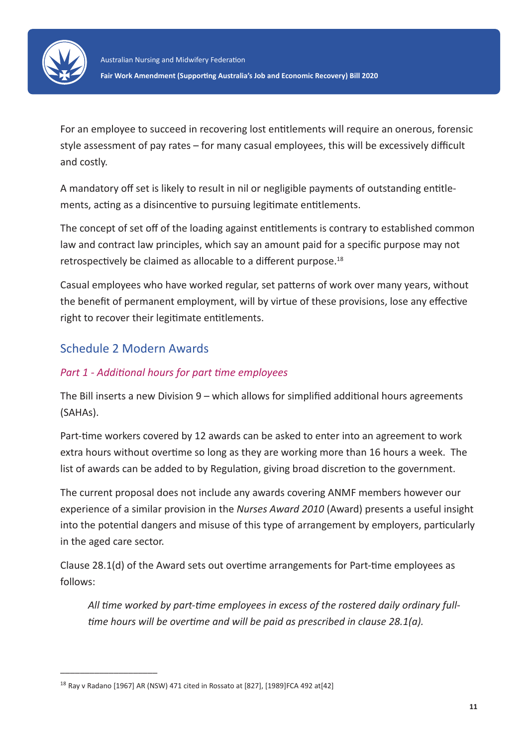For an employee to succeed in recovering lost entitlements will require an onerous, forensic style assessment of pay rates – for many casual employees, this will be excessively difficult and costly.

A mandatory off set is likely to result in nil or negligible payments of outstanding entitlements, acting as a disincentive to pursuing legitimate entitlements.

The concept of set off of the loading against entitlements is contrary to established common law and contract law principles, which say an amount paid for a specific purpose may not retrospectively be claimed as allocable to a different purpose.[18]

Casual employees who have worked regular, set patterns of work over many years, without the benefit of permanent employment, will by virtue of these provisions, lose any effective right to recover their legitimate entitlements.

## Schedule 2 Modern Awards

### *Part 1 - Additional hours for part time employees*

The Bill inserts a new Division 9 – which allows for simplified additional hours agreements (SAHAs).

Part-time workers covered by 12 awards can be asked to enter into an agreement to work extra hours without overtime so long as they are working more than 16 hours a week. The list of awards can be added to by Regulation, giving broad discretion to the government.

The current proposal does not include any awards covering ANMF members however our experience of a similar provision in the *Nurses Award 2010* (Award) presents a useful insight into the potential dangers and misuse of this type of arrangement by employers, particularly in the aged care sector.

Clause 28.1(d) of the Award sets out overtime arrangements for Part-time employees as follows:

> *All time worked by part-time employees in excess of the rostered daily ordinary full-time hours will be overtime and will be paid as prescribed in clause 28.1(a).*

---

[18] Ray v Radano [1967] AR (NSW) 471 cited in Rossato at [827], [1989]FCA 492 at[42]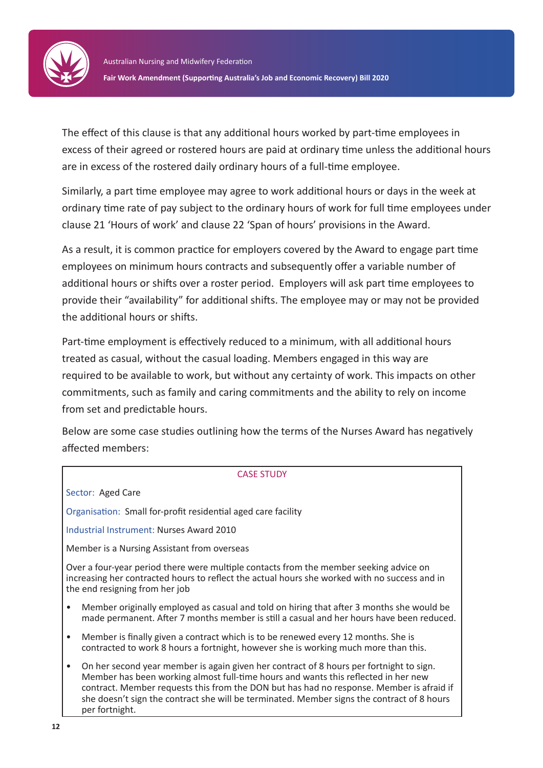The effect of this clause is that any additional hours worked by part-time employees in excess of their agreed or rostered hours are paid at ordinary time unless the additional hours are in excess of the rostered daily ordinary hours of a full-time employee.

Similarly, a part time employee may agree to work additional hours or days in the week at ordinary time rate of pay subject to the ordinary hours of work for full time employees under clause 21 'Hours of work' and clause 22 'Span of hours' provisions in the Award.

As a result, it is common practice for employers covered by the Award to engage part time employees on minimum hours contracts and subsequently offer a variable number of additional hours or shifts over a roster period. Employers will ask part time employees to provide their "availability" for additional shifts. The employee may or may not be provided the additional hours or shifts.

Part-time employment is effectively reduced to a minimum, with all additional hours treated as casual, without the casual loading. Members engaged in this way are required to be available to work, but without any certainty of work. This impacts on other commitments, such as family and caring commitments and the ability to rely on income from set and predictable hours.

Below are some case studies outlining how the terms of the Nurses Award has negatively affected members:

**CASE STUDY**

Sector: Aged Care

Organisation: Small for-profit residential aged care facility

Industrial Instrument: Nurses Award 2010

Member is a Nursing Assistant from overseas

Over a four-year period there were multiple contacts from the member seeking advice on increasing her contracted hours to reflect the actual hours she worked with no success and in the end resigning from her job

- Member originally employed as casual and told on hiring that after 3 months she would be made permanent. After 7 months member is still a casual and her hours have been reduced.
- Member is finally given a contract which is to be renewed every 12 months. She is contracted to work 8 hours a fortnight, however she is working much more than this.
- On her second year member is again given her contract of 8 hours per fortnight to sign. Member has been working almost full-time hours and wants this reflected in her new contract. Member requests this from the DON but has had no response. Member is afraid if she doesn't sign the contract she will be terminated. Member signs the contract of 8 hours per fortnight.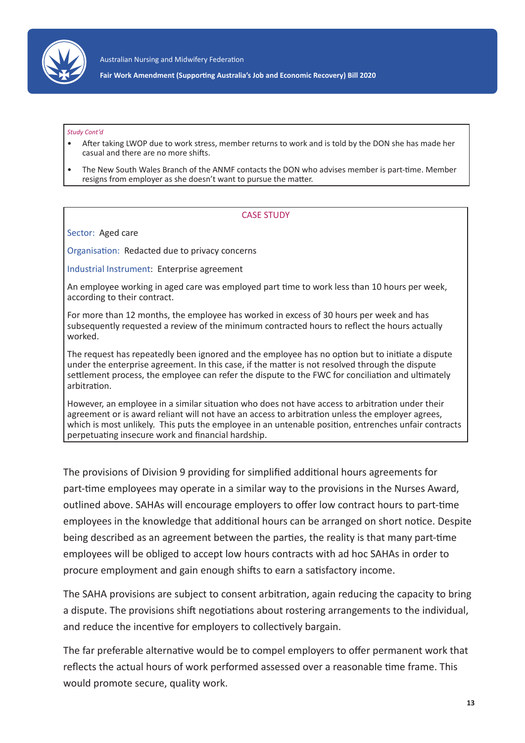*Study Cont'd*

- After taking LWOP due to work stress, member returns to work and is told by the DON she has made her casual and there are no more shifts.
- The New South Wales Branch of the ANMF contacts the DON who advises member is part-time. Member resigns from employer as she doesn't want to pursue the matter.

CASE STUDY

Sector: Aged care

Organisation: Redacted due to privacy concerns

Industrial Instrument: Enterprise agreement

An employee working in aged care was employed part time to work less than 10 hours per week, according to their contract.

For more than 12 months, the employee has worked in excess of 30 hours per week and has subsequently requested a review of the minimum contracted hours to reflect the hours actually worked.

The request has repeatedly been ignored and the employee has no option but to initiate a dispute under the enterprise agreement. In this case, if the matter is not resolved through the dispute settlement process, the employee can refer the dispute to the FWC for conciliation and ultimately arbitration.

However, an employee in a similar situation who does not have access to arbitration under their agreement or is award reliant will not have an access to arbitration unless the employer agrees, which is most unlikely. This puts the employee in an untenable position, entrenches unfair contracts perpetuating insecure work and financial hardship.

The provisions of Division 9 providing for simplified additional hours agreements for part-time employees may operate in a similar way to the provisions in the Nurses Award, outlined above. SAHAs will encourage employers to offer low contract hours to part-time employees in the knowledge that additional hours can be arranged on short notice. Despite being described as an agreement between the parties, the reality is that many part-time employees will be obliged to accept low hours contracts with ad hoc SAHAs in order to procure employment and gain enough shifts to earn a satisfactory income.

The SAHA provisions are subject to consent arbitration, again reducing the capacity to bring a dispute. The provisions shift negotiations about rostering arrangements to the individual, and reduce the incentive for employers to collectively bargain.

The far preferable alternative would be to compel employers to offer permanent work that reflects the actual hours of work performed assessed over a reasonable time frame. This would promote secure, quality work.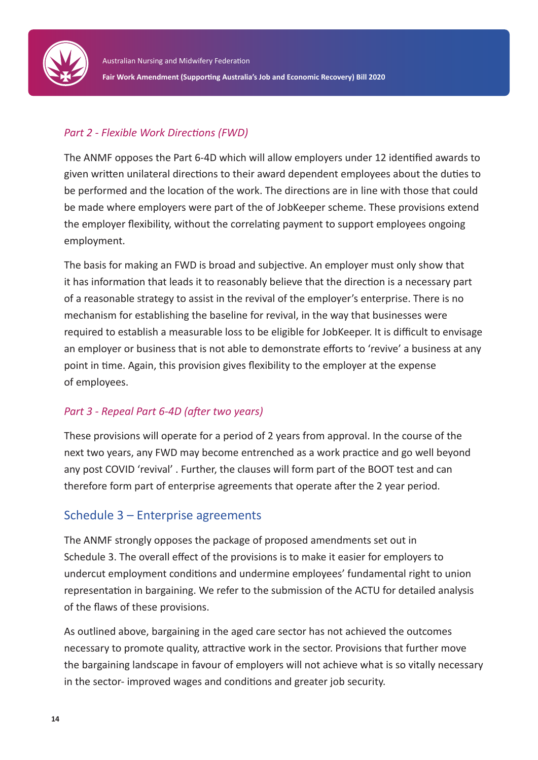*Part 2 - Flexible Work Directions (FWD)*

The ANMF opposes the Part 6-4D which will allow employers under 12 identified awards to given written unilateral directions to their award dependent employees about the duties to be performed and the location of the work. The directions are in line with those that could be made where employers were part of the of JobKeeper scheme. These provisions extend the employer flexibility, without the correlating payment to support employees ongoing employment.

The basis for making an FWD is broad and subjective. An employer must only show that it has information that leads it to reasonably believe that the direction is a necessary part of a reasonable strategy to assist in the revival of the employer's enterprise. There is no mechanism for establishing the baseline for revival, in the way that businesses were required to establish a measurable loss to be eligible for JobKeeper. It is difficult to envisage an employer or business that is not able to demonstrate efforts to 'revive' a business at any point in time. Again, this provision gives flexibility to the employer at the expense of employees.

*Part 3 - Repeal Part 6-4D (after two years)*

These provisions will operate for a period of 2 years from approval. In the course of the next two years, any FWD may become entrenched as a work practice and go well beyond any post COVID 'revival' . Further, the clauses will form part of the BOOT test and can therefore form part of enterprise agreements that operate after the 2 year period.

## Schedule 3 – Enterprise agreements

The ANMF strongly opposes the package of proposed amendments set out in Schedule 3. The overall effect of the provisions is to make it easier for employers to undercut employment conditions and undermine employees' fundamental right to union representation in bargaining. We refer to the submission of the ACTU for detailed analysis of the flaws of these provisions.

As outlined above, bargaining in the aged care sector has not achieved the outcomes necessary to promote quality, attractive work in the sector. Provisions that further move the bargaining landscape in favour of employers will not achieve what is so vitally necessary in the sector- improved wages and conditions and greater job security.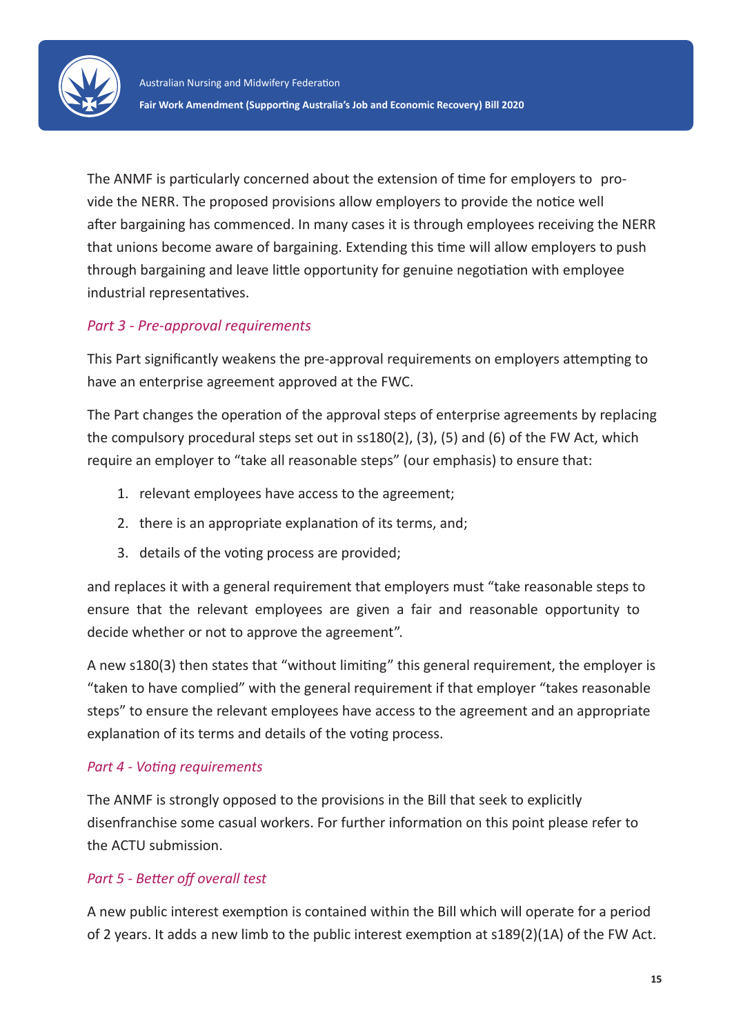The ANMF is particularly concerned about the extension of time for employers to provide the NERR. The proposed provisions allow employers to provide the notice well after bargaining has commenced. In many cases it is through employees receiving the NERR that unions become aware of bargaining. Extending this time will allow employers to push through bargaining and leave little opportunity for genuine negotiation with employee industrial representatives.

### *Part 3 - Pre-approval requirements*

This Part significantly weakens the pre-approval requirements on employers attempting to have an enterprise agreement approved at the FWC.

The Part changes the operation of the approval steps of enterprise agreements by replacing the compulsory procedural steps set out in ss180(2), (3), (5) and (6) of the FW Act, which require an employer to "take all reasonable steps" (our emphasis) to ensure that:

1. relevant employees have access to the agreement;
2. there is an appropriate explanation of its terms, and;
3. details of the voting process are provided;

and replaces it with a general requirement that employers must "take reasonable steps to ensure that the relevant employees are given a fair and reasonable opportunity to decide whether or not to approve the agreement".

A new s180(3) then states that "without limiting" this general requirement, the employer is "taken to have complied" with the general requirement if that employer "takes reasonable steps" to ensure the relevant employees have access to the agreement and an appropriate explanation of its terms and details of the voting process.

### *Part 4 - Voting requirements*

The ANMF is strongly opposed to the provisions in the Bill that seek to explicitly disenfranchise some casual workers. For further information on this point please refer to the ACTU submission.

### *Part 5 - Better off overall test*

A new public interest exemption is contained within the Bill which will operate for a period of 2 years. It adds a new limb to the public interest exemption at s189(2)(1A) of the FW Act.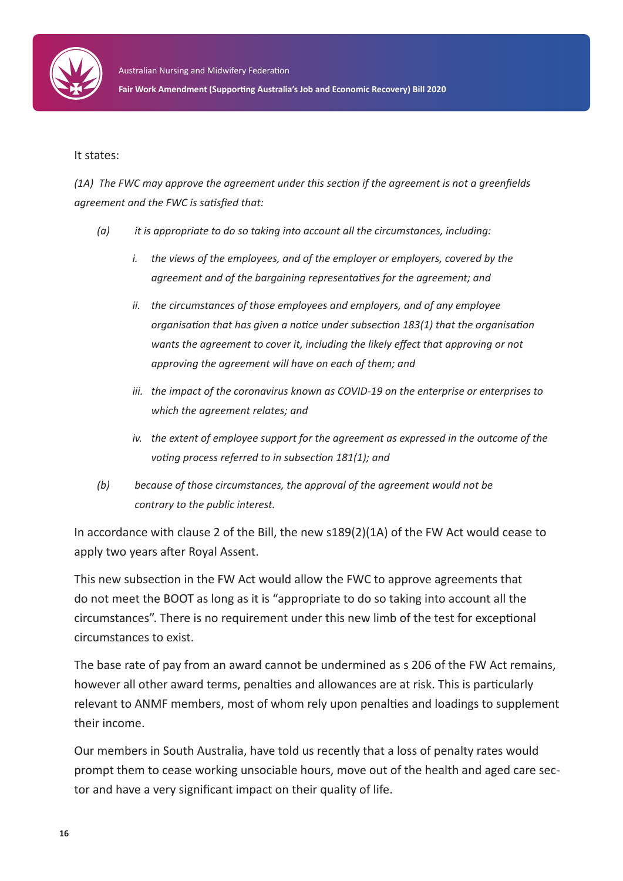It states:

*(1A) The FWC may approve the agreement under this section if the agreement is not a greenfields agreement and the FWC is satisfied that:*

*(a) it is appropriate to do so taking into account all the circumstances, including:*

*i. the views of the employees, and of the employer or employers, covered by the agreement and of the bargaining representatives for the agreement; and*

*ii. the circumstances of those employees and employers, and of any employee organisation that has given a notice under subsection 183(1) that the organisation wants the agreement to cover it, including the likely effect that approving or not approving the agreement will have on each of them; and*

*iii. the impact of the coronavirus known as COVID-19 on the enterprise or enterprises to which the agreement relates; and*

*iv. the extent of employee support for the agreement as expressed in the outcome of the voting process referred to in subsection 181(1); and*

*(b) because of those circumstances, the approval of the agreement would not be contrary to the public interest.*

In accordance with clause 2 of the Bill, the new s189(2)(1A) of the FW Act would cease to apply two years after Royal Assent.

This new subsection in the FW Act would allow the FWC to approve agreements that do not meet the BOOT as long as it is "appropriate to do so taking into account all the circumstances". There is no requirement under this new limb of the test for exceptional circumstances to exist.

The base rate of pay from an award cannot be undermined as s 206 of the FW Act remains, however all other award terms, penalties and allowances are at risk. This is particularly relevant to ANMF members, most of whom rely upon penalties and loadings to supplement their income.

Our members in South Australia, have told us recently that a loss of penalty rates would prompt them to cease working unsociable hours, move out of the health and aged care sector and have a very significant impact on their quality of life.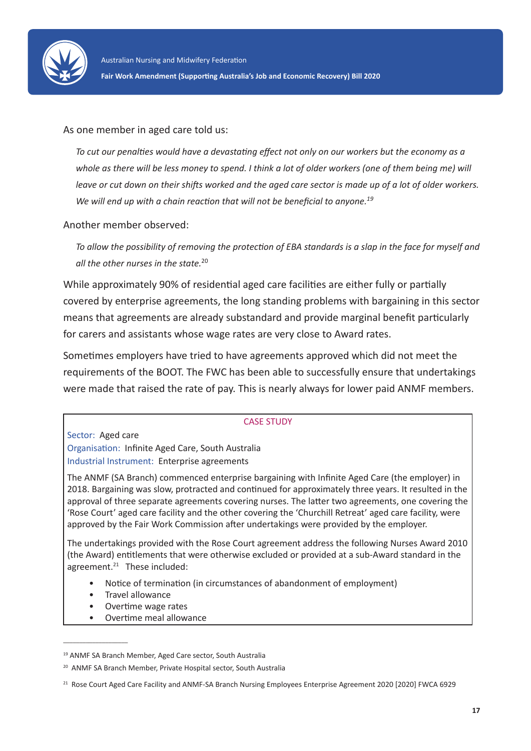As one member in aged care told us:

> *To cut our penalties would have a devastating effect not only on our workers but the economy as a whole as there will be less money to spend. I think a lot of older workers (one of them being me) will leave or cut down on their shifts worked and the aged care sector is made up of a lot of older workers. We will end up with a chain reaction that will not be beneficial to anyone.*[19]

Another member observed:

> *To allow the possibility of removing the protection of EBA standards is a slap in the face for myself and all the other nurses in the state.*[20]

While approximately 90% of residential aged care facilities are either fully or partially covered by enterprise agreements, the long standing problems with bargaining in this sector means that agreements are already substandard and provide marginal benefit particularly for carers and assistants whose wage rates are very close to Award rates.

Sometimes employers have tried to have agreements approved which did not meet the requirements of the BOOT. The FWC has been able to successfully ensure that undertakings were made that raised the rate of pay. This is nearly always for lower paid ANMF members.

---

**CASE STUDY**

Sector: Aged care
Organisation: Infinite Aged Care, South Australia
Industrial Instrument: Enterprise agreements

The ANMF (SA Branch) commenced enterprise bargaining with Infinite Aged Care (the employer) in 2018. Bargaining was slow, protracted and continued for approximately three years. It resulted in the approval of three separate agreements covering nurses. The latter two agreements, one covering the 'Rose Court' aged care facility and the other covering the 'Churchill Retreat' aged care facility, were approved by the Fair Work Commission after undertakings were provided by the employer.

The undertakings provided with the Rose Court agreement address the following Nurses Award 2010 (the Award) entitlements that were otherwise excluded or provided at a sub-Award standard in the agreement.[21] These included:

- Notice of termination (in circumstances of abandonment of employment)
- Travel allowance
- Overtime wage rates
- Overtime meal allowance

---

[19] ANMF SA Branch Member, Aged Care sector, South Australia

[20] ANMF SA Branch Member, Private Hospital sector, South Australia

[21] Rose Court Aged Care Facility and ANMF-SA Branch Nursing Employees Enterprise Agreement 2020 [2020] FWCA 6929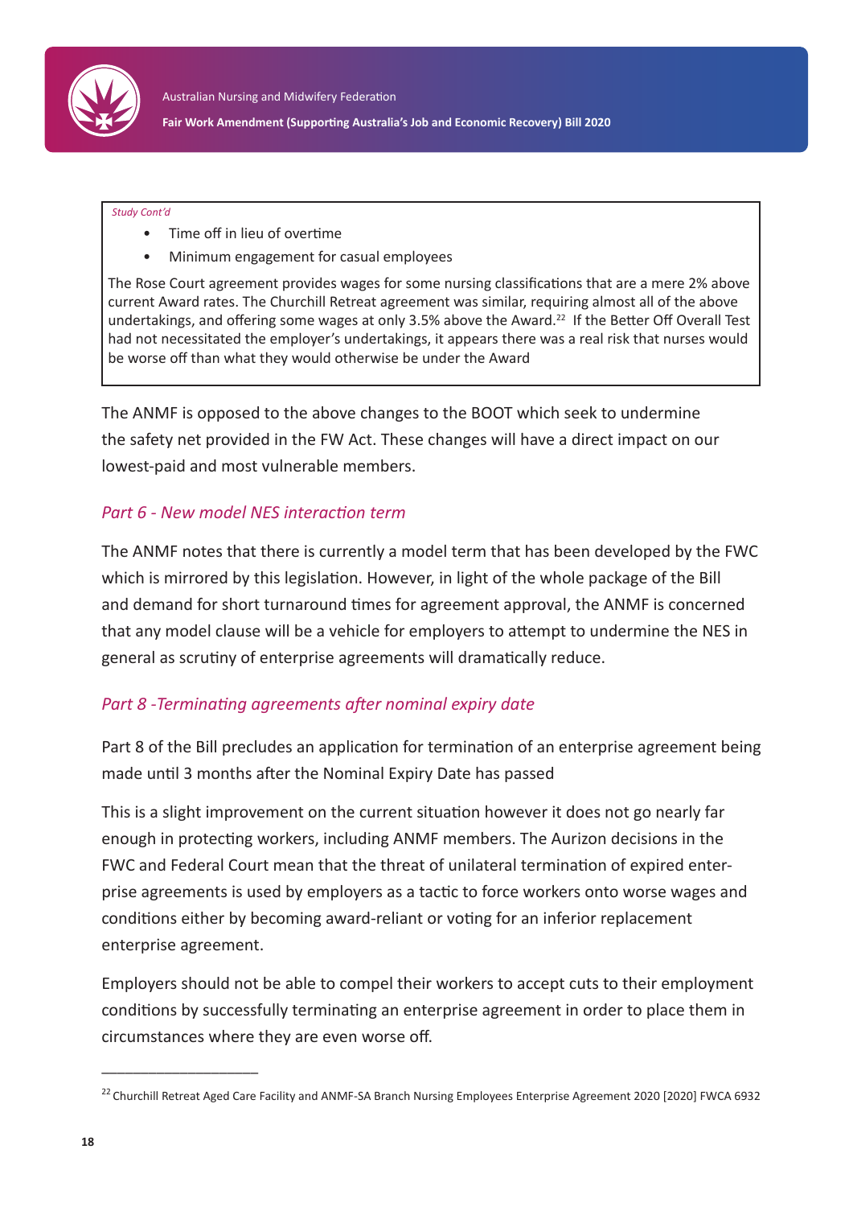*Study Cont'd*

- Time off in lieu of overtime
- Minimum engagement for casual employees

The Rose Court agreement provides wages for some nursing classifications that are a mere 2% above current Award rates. The Churchill Retreat agreement was similar, requiring almost all of the above undertakings, and offering some wages at only 3.5% above the Award.[22] If the Better Off Overall Test had not necessitated the employer's undertakings, it appears there was a real risk that nurses would be worse off than what they would otherwise be under the Award

The ANMF is opposed to the above changes to the BOOT which seek to undermine the safety net provided in the FW Act. These changes will have a direct impact on our lowest-paid and most vulnerable members.

### *Part 6 - New model NES interaction term*

The ANMF notes that there is currently a model term that has been developed by the FWC which is mirrored by this legislation. However, in light of the whole package of the Bill and demand for short turnaround times for agreement approval, the ANMF is concerned that any model clause will be a vehicle for employers to attempt to undermine the NES in general as scrutiny of enterprise agreements will dramatically reduce.

### *Part 8 -Terminating agreements after nominal expiry date*

Part 8 of the Bill precludes an application for termination of an enterprise agreement being made until 3 months after the Nominal Expiry Date has passed

This is a slight improvement on the current situation however it does not go nearly far enough in protecting workers, including ANMF members. The Aurizon decisions in the FWC and Federal Court mean that the threat of unilateral termination of expired enterprise agreements is used by employers as a tactic to force workers onto worse wages and conditions either by becoming award-reliant or voting for an inferior replacement enterprise agreement.

Employers should not be able to compel their workers to accept cuts to their employment conditions by successfully terminating an enterprise agreement in order to place them in circumstances where they are even worse off.

---

[22] Churchill Retreat Aged Care Facility and ANMF-SA Branch Nursing Employees Enterprise Agreement 2020 [2020] FWCA 6932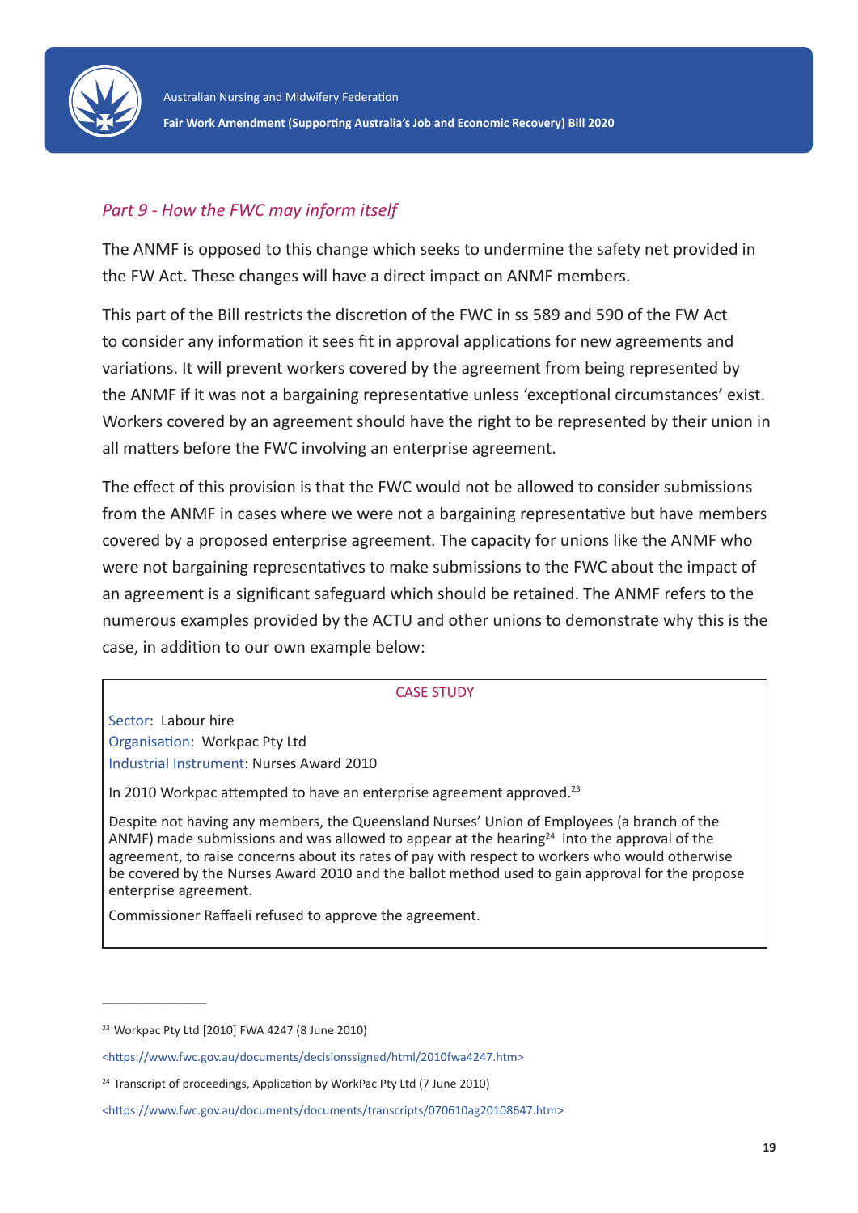### *Part 9 - How the FWC may inform itself*

The ANMF is opposed to this change which seeks to undermine the safety net provided in the FW Act. These changes will have a direct impact on ANMF members.

This part of the Bill restricts the discretion of the FWC in ss 589 and 590 of the FW Act to consider any information it sees fit in approval applications for new agreements and variations. It will prevent workers covered by the agreement from being represented by the ANMF if it was not a bargaining representative unless 'exceptional circumstances' exist. Workers covered by an agreement should have the right to be represented by their union in all matters before the FWC involving an enterprise agreement.

The effect of this provision is that the FWC would not be allowed to consider submissions from the ANMF in cases where we were not a bargaining representative but have members covered by a proposed enterprise agreement. The capacity for unions like the ANMF who were not bargaining representatives to make submissions to the FWC about the impact of an agreement is a significant safeguard which should be retained. The ANMF refers to the numerous examples provided by the ACTU and other unions to demonstrate why this is the case, in addition to our own example below:

> CASE STUDY
>
> Sector: Labour hire
> Organisation: Workpac Pty Ltd
> Industrial Instrument: Nurses Award 2010
>
> In 2010 Workpac attempted to have an enterprise agreement approved.[23]
>
> Despite not having any members, the Queensland Nurses' Union of Employees (a branch of the ANMF) made submissions and was allowed to appear at the hearing[24] into the approval of the agreement, to raise concerns about its rates of pay with respect to workers who would otherwise be covered by the Nurses Award 2010 and the ballot method used to gain approval for the propose enterprise agreement.
>
> Commissioner Raffaeli refused to approve the agreement.

---

[23] Workpac Pty Ltd [2010] FWA 4247 (8 June 2010)

<https://www.fwc.gov.au/documents/decisionssigned/html/2010fwa4247.htm>

[24] Transcript of proceedings, Application by WorkPac Pty Ltd (7 June 2010)

<https://www.fwc.gov.au/documents/documents/transcripts/070610ag20108647.htm>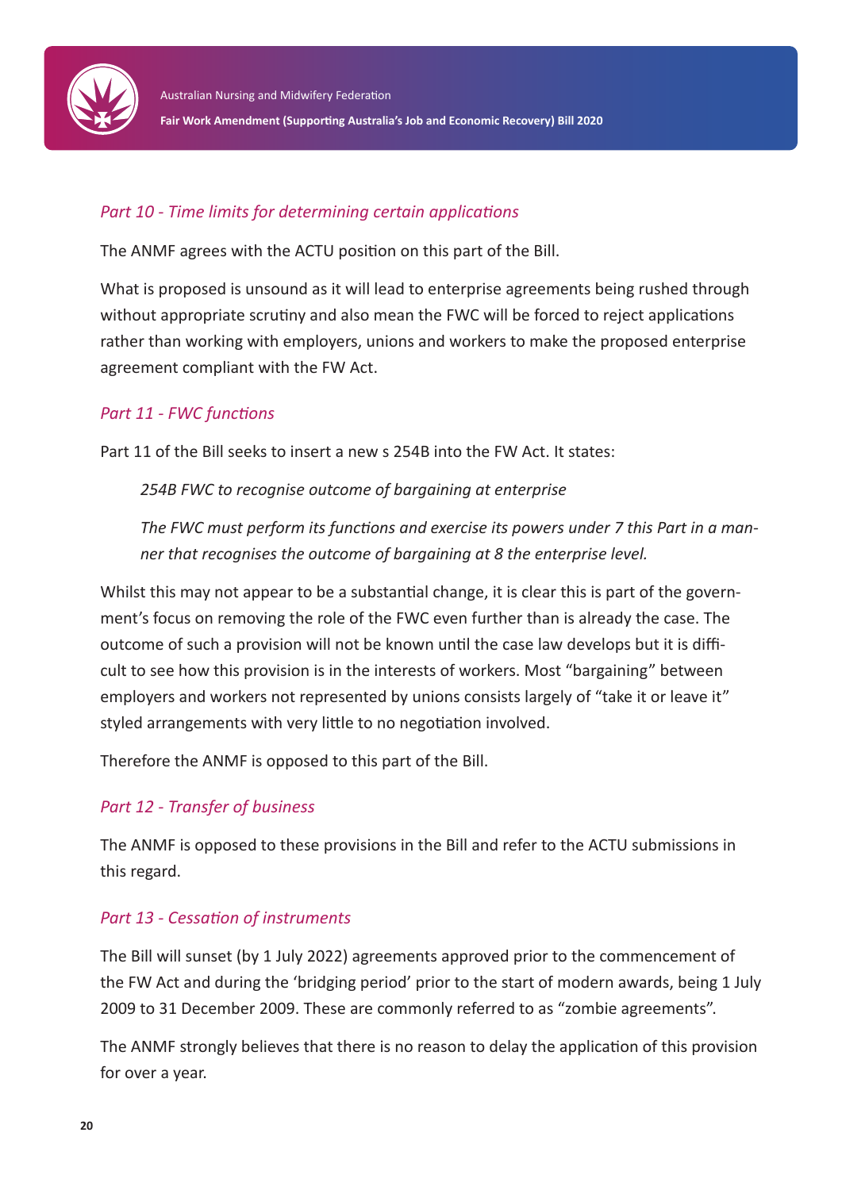### *Part 10 - Time limits for determining certain applications*

The ANMF agrees with the ACTU position on this part of the Bill.

What is proposed is unsound as it will lead to enterprise agreements being rushed through without appropriate scrutiny and also mean the FWC will be forced to reject applications rather than working with employers, unions and workers to make the proposed enterprise agreement compliant with the FW Act.

### *Part 11 - FWC functions*

Part 11 of the Bill seeks to insert a new s 254B into the FW Act. It states:

> *254B FWC to recognise outcome of bargaining at enterprise*
>
> *The FWC must perform its functions and exercise its powers under 7 this Part in a manner that recognises the outcome of bargaining at 8 the enterprise level.*

Whilst this may not appear to be a substantial change, it is clear this is part of the government's focus on removing the role of the FWC even further than is already the case. The outcome of such a provision will not be known until the case law develops but it is difficult to see how this provision is in the interests of workers. Most "bargaining" between employers and workers not represented by unions consists largely of "take it or leave it" styled arrangements with very little to no negotiation involved.

Therefore the ANMF is opposed to this part of the Bill.

### *Part 12 - Transfer of business*

The ANMF is opposed to these provisions in the Bill and refer to the ACTU submissions in this regard.

### *Part 13 - Cessation of instruments*

The Bill will sunset (by 1 July 2022) agreements approved prior to the commencement of the FW Act and during the 'bridging period' prior to the start of modern awards, being 1 July 2009 to 31 December 2009. These are commonly referred to as "zombie agreements".

The ANMF strongly believes that there is no reason to delay the application of this provision for over a year.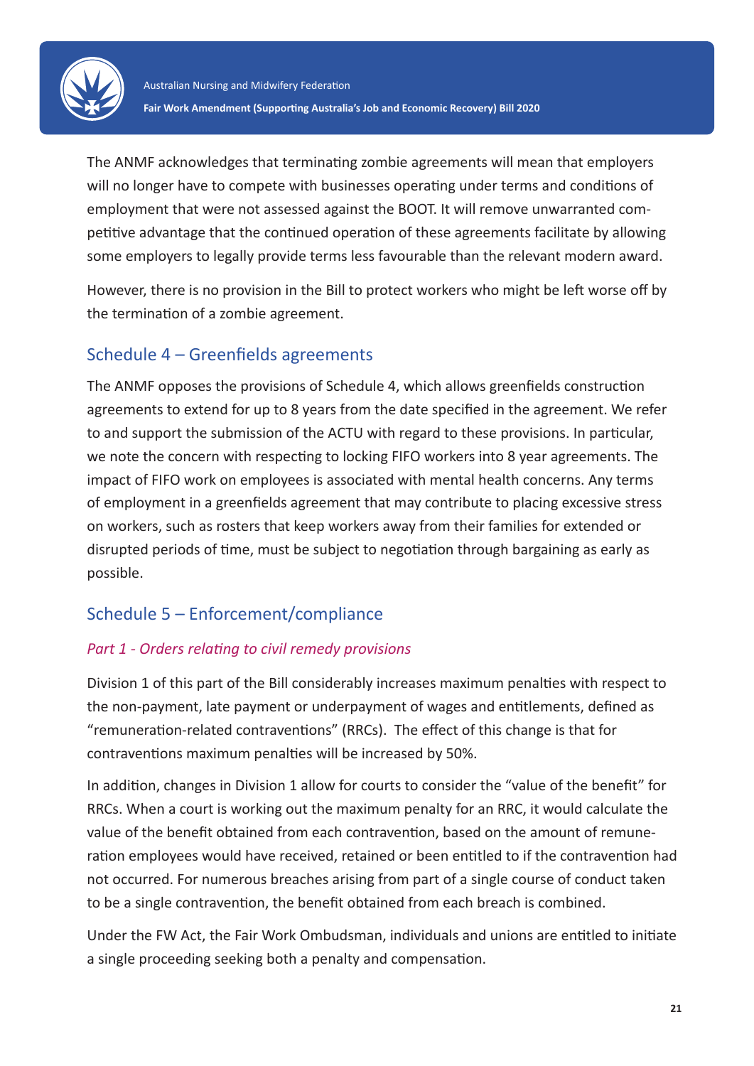The ANMF acknowledges that terminating zombie agreements will mean that employers will no longer have to compete with businesses operating under terms and conditions of employment that were not assessed against the BOOT. It will remove unwarranted competitive advantage that the continued operation of these agreements facilitate by allowing some employers to legally provide terms less favourable than the relevant modern award.

However, there is no provision in the Bill to protect workers who might be left worse off by the termination of a zombie agreement.

## Schedule 4 – Greenfields agreements

The ANMF opposes the provisions of Schedule 4, which allows greenfields construction agreements to extend for up to 8 years from the date specified in the agreement. We refer to and support the submission of the ACTU with regard to these provisions. In particular, we note the concern with respecting to locking FIFO workers into 8 year agreements. The impact of FIFO work on employees is associated with mental health concerns. Any terms of employment in a greenfields agreement that may contribute to placing excessive stress on workers, such as rosters that keep workers away from their families for extended or disrupted periods of time, must be subject to negotiation through bargaining as early as possible.

## Schedule 5 – Enforcement/compliance

### *Part 1 - Orders relating to civil remedy provisions*

Division 1 of this part of the Bill considerably increases maximum penalties with respect to the non-payment, late payment or underpayment of wages and entitlements, defined as "remuneration-related contraventions" (RRCs). The effect of this change is that for contraventions maximum penalties will be increased by 50%.

In addition, changes in Division 1 allow for courts to consider the "value of the benefit" for RRCs. When a court is working out the maximum penalty for an RRC, it would calculate the value of the benefit obtained from each contravention, based on the amount of remuneration employees would have received, retained or been entitled to if the contravention had not occurred. For numerous breaches arising from part of a single course of conduct taken to be a single contravention, the benefit obtained from each breach is combined.

Under the FW Act, the Fair Work Ombudsman, individuals and unions are entitled to initiate a single proceeding seeking both a penalty and compensation.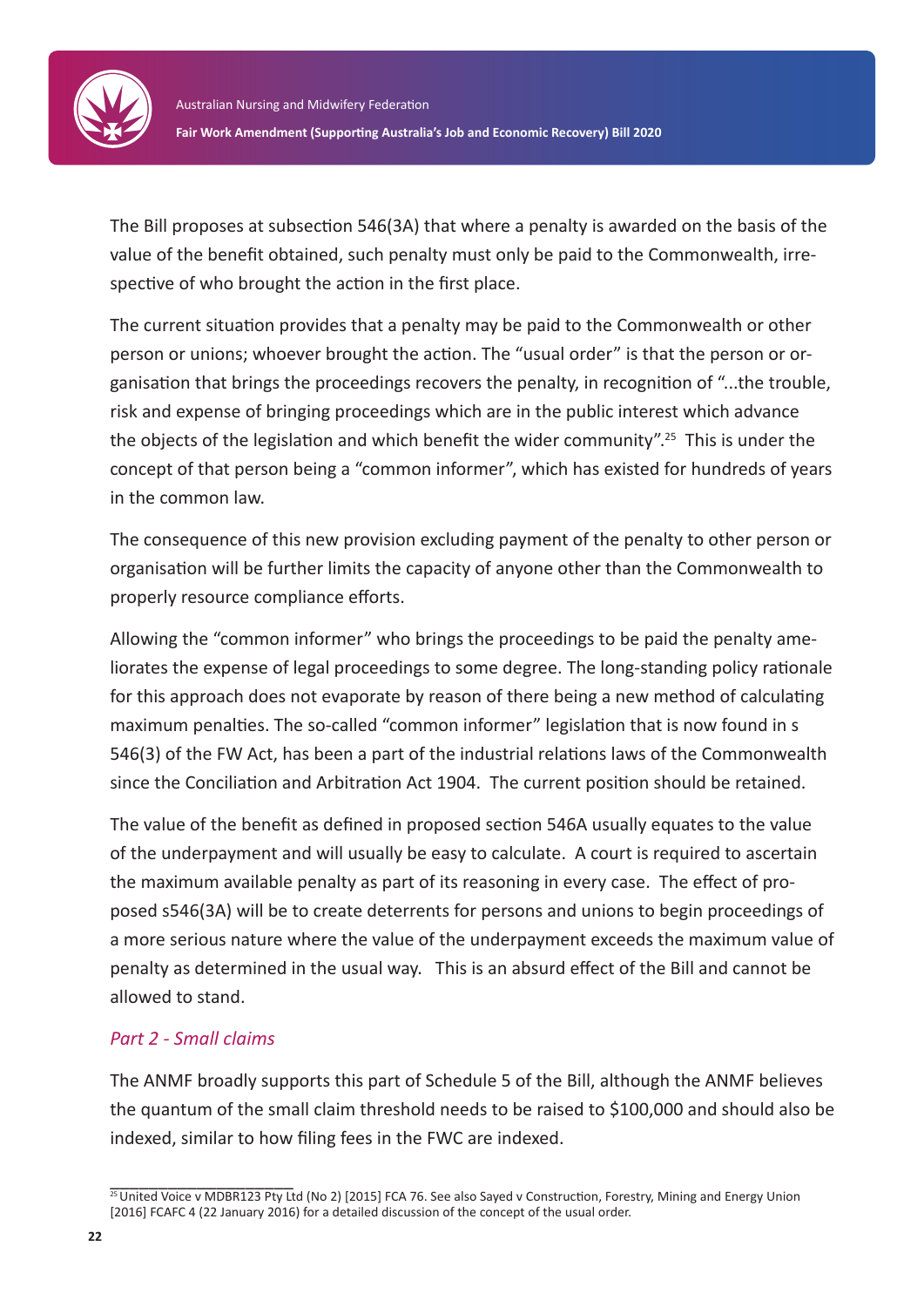The Bill proposes at subsection 546(3A) that where a penalty is awarded on the basis of the value of the benefit obtained, such penalty must only be paid to the Commonwealth, irrespective of who brought the action in the first place.

The current situation provides that a penalty may be paid to the Commonwealth or other person or unions; whoever brought the action. The "usual order" is that the person or organisation that brings the proceedings recovers the penalty, in recognition of "...the trouble, risk and expense of bringing proceedings which are in the public interest which advance the objects of the legislation and which benefit the wider community".[25] This is under the concept of that person being a "common informer", which has existed for hundreds of years in the common law.

The consequence of this new provision excluding payment of the penalty to other person or organisation will be further limits the capacity of anyone other than the Commonwealth to properly resource compliance efforts.

Allowing the "common informer" who brings the proceedings to be paid the penalty ameliorates the expense of legal proceedings to some degree. The long-standing policy rationale for this approach does not evaporate by reason of there being a new method of calculating maximum penalties. The so-called "common informer" legislation that is now found in s 546(3) of the FW Act, has been a part of the industrial relations laws of the Commonwealth since the Conciliation and Arbitration Act 1904. The current position should be retained.

The value of the benefit as defined in proposed section 546A usually equates to the value of the underpayment and will usually be easy to calculate. A court is required to ascertain the maximum available penalty as part of its reasoning in every case. The effect of proposed s546(3A) will be to create deterrents for persons and unions to begin proceedings of a more serious nature where the value of the underpayment exceeds the maximum value of penalty as determined in the usual way. This is an absurd effect of the Bill and cannot be allowed to stand.

### *Part 2 - Small claims*

The ANMF broadly supports this part of Schedule 5 of the Bill, although the ANMF believes the quantum of the small claim threshold needs to be raised to $100,000 and should also be indexed, similar to how filing fees in the FWC are indexed.

---

[25] United Voice v MDBR123 Pty Ltd (No 2) [2015] FCA 76. See also Sayed v Construction, Forestry, Mining and Energy Union [2016] FCAFC 4 (22 January 2016) for a detailed discussion of the concept of the usual order.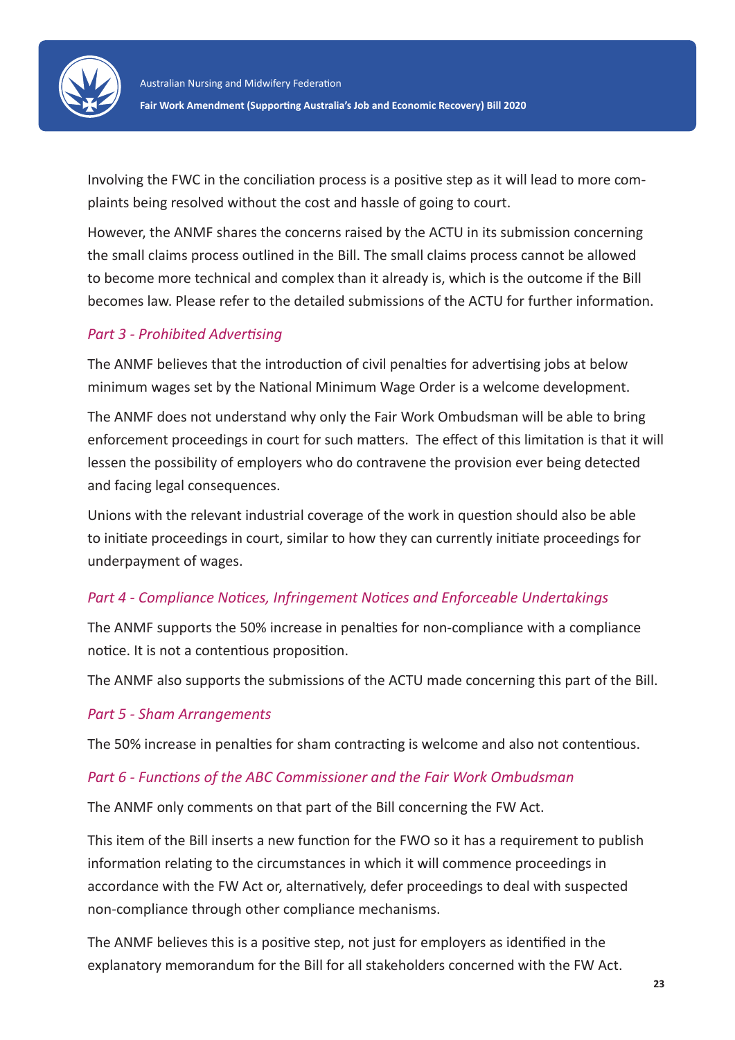Involving the FWC in the conciliation process is a positive step as it will lead to more complaints being resolved without the cost and hassle of going to court.

However, the ANMF shares the concerns raised by the ACTU in its submission concerning the small claims process outlined in the Bill. The small claims process cannot be allowed to become more technical and complex than it already is, which is the outcome if the Bill becomes law. Please refer to the detailed submissions of the ACTU for further information.

### *Part 3 - Prohibited Advertising*

The ANMF believes that the introduction of civil penalties for advertising jobs at below minimum wages set by the National Minimum Wage Order is a welcome development.

The ANMF does not understand why only the Fair Work Ombudsman will be able to bring enforcement proceedings in court for such matters. The effect of this limitation is that it will lessen the possibility of employers who do contravene the provision ever being detected and facing legal consequences.

Unions with the relevant industrial coverage of the work in question should also be able to initiate proceedings in court, similar to how they can currently initiate proceedings for underpayment of wages.

### *Part 4 - Compliance Notices, Infringement Notices and Enforceable Undertakings*

The ANMF supports the 50% increase in penalties for non-compliance with a compliance notice. It is not a contentious proposition.

The ANMF also supports the submissions of the ACTU made concerning this part of the Bill.

### *Part 5 - Sham Arrangements*

The 50% increase in penalties for sham contracting is welcome and also not contentious.

### *Part 6 - Functions of the ABC Commissioner and the Fair Work Ombudsman*

The ANMF only comments on that part of the Bill concerning the FW Act.

This item of the Bill inserts a new function for the FWO so it has a requirement to publish information relating to the circumstances in which it will commence proceedings in accordance with the FW Act or, alternatively, defer proceedings to deal with suspected non-compliance through other compliance mechanisms.

The ANMF believes this is a positive step, not just for employers as identified in the explanatory memorandum for the Bill for all stakeholders concerned with the FW Act.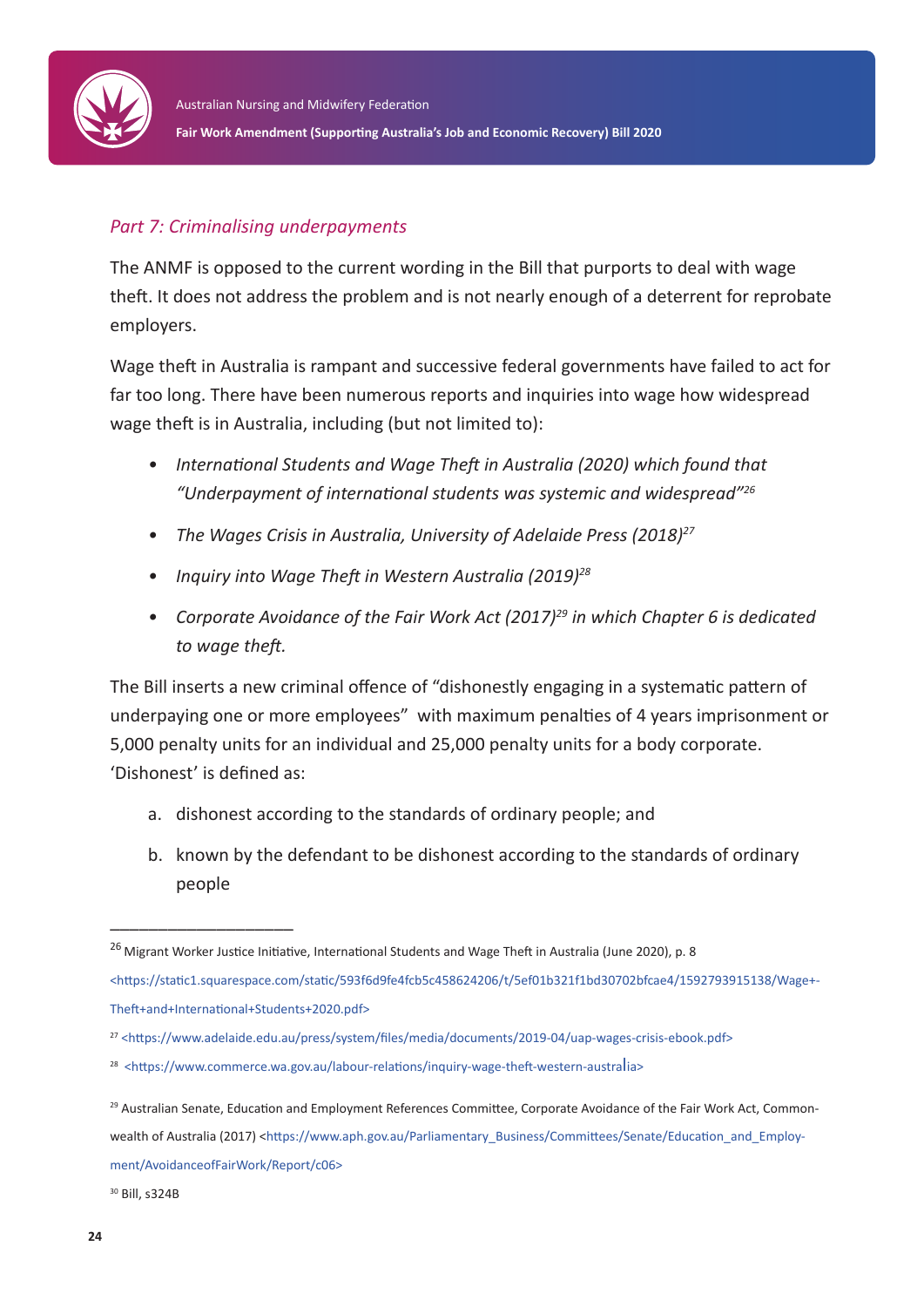*Part 7: Criminalising underpayments*

The ANMF is opposed to the current wording in the Bill that purports to deal with wage theft. It does not address the problem and is not nearly enough of a deterrent for reprobate employers.

Wage theft in Australia is rampant and successive federal governments have failed to act for far too long. There have been numerous reports and inquiries into wage how widespread wage theft is in Australia, including (but not limited to):

- *International Students and Wage Theft in Australia (2020) which found that "Underpayment of international students was systemic and widespread"*[26]
- *The Wages Crisis in Australia, University of Adelaide Press (2018)*[27]
- *Inquiry into Wage Theft in Western Australia (2019)*[28]
- *Corporate Avoidance of the Fair Work Act (2017)*[29] *in which Chapter 6 is dedicated to wage theft.*

The Bill inserts a new criminal offence of "dishonestly engaging in a systematic pattern of underpaying one or more employees" with maximum penalties of 4 years imprisonment or 5,000 penalty units for an individual and 25,000 penalty units for a body corporate. 'Dishonest' is defined as:

a. dishonest according to the standards of ordinary people; and

b. known by the defendant to be dishonest according to the standards of ordinary people

---

[26] Migrant Worker Justice Initiative, International Students and Wage Theft in Australia (June 2020), p. 8 <https://static1.squarespace.com/static/593f6d9fe4fcb5c458624206/t/5ef01b321f1bd30702bfcae4/1592793915138/Wage+-Theft+and+International+Students+2020.pdf>

[27] <https://www.adelaide.edu.au/press/system/files/media/documents/2019-04/uap-wages-crisis-ebook.pdf>

[28] <https://www.commerce.wa.gov.au/labour-relations/inquiry-wage-theft-western-australia>

[29] Australian Senate, Education and Employment References Committee, Corporate Avoidance of the Fair Work Act, Commonwealth of Australia (2017) <https://www.aph.gov.au/Parliamentary_Business/Committees/Senate/Education_and_Employment/AvoidanceofFairWork/Report/c06>

[30] Bill, s324B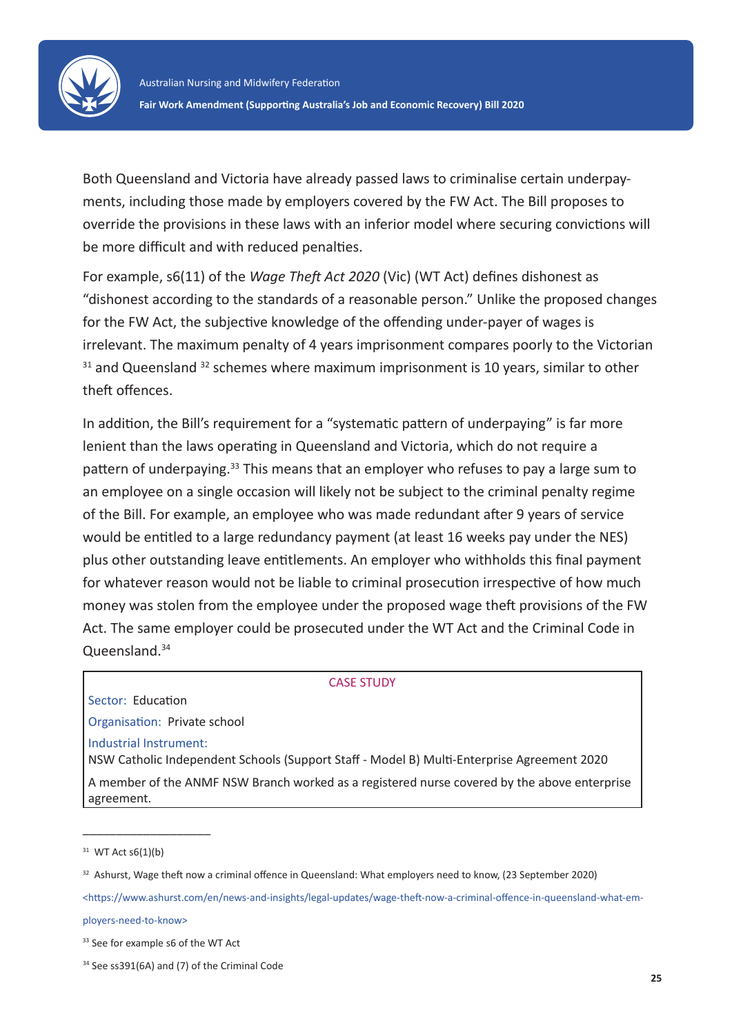Both Queensland and Victoria have already passed laws to criminalise certain underpayments, including those made by employers covered by the FW Act. The Bill proposes to override the provisions in these laws with an inferior model where securing convictions will be more difficult and with reduced penalties.

For example, s6(11) of the *Wage Theft Act 2020* (Vic) (WT Act) defines dishonest as "dishonest according to the standards of a reasonable person." Unlike the proposed changes for the FW Act, the subjective knowledge of the offending under-payer of wages is irrelevant. The maximum penalty of 4 years imprisonment compares poorly to the Victorian [31] and Queensland [32] schemes where maximum imprisonment is 10 years, similar to other theft offences.

In addition, the Bill's requirement for a "systematic pattern of underpaying" is far more lenient than the laws operating in Queensland and Victoria, which do not require a pattern of underpaying.[33] This means that an employer who refuses to pay a large sum to an employee on a single occasion will likely not be subject to the criminal penalty regime of the Bill. For example, an employee who was made redundant after 9 years of service would be entitled to a large redundancy payment (at least 16 weeks pay under the NES) plus other outstanding leave entitlements. An employer who withholds this final payment for whatever reason would not be liable to criminal prosecution irrespective of how much money was stolen from the employee under the proposed wage theft provisions of the FW Act. The same employer could be prosecuted under the WT Act and the Criminal Code in Queensland.[34]

| CASE STUDY |
|---|
| Sector: Education |
| Organisation: Private school |
| Industrial Instrument:<br>NSW Catholic Independent Schools (Support Staff - Model B) Multi-Enterprise Agreement 2020 |
| A member of the ANMF NSW Branch worked as a registered nurse covered by the above enterprise agreement. |

---

[31] WT Act s6(1)(b)

[32] Ashurst, Wage theft now a criminal offence in Queensland: What employers need to know, (23 September 2020) <https://www.ashurst.com/en/news-and-insights/legal-updates/wage-theft-now-a-criminal-offence-in-queensland-what-employers-need-to-know>

[33] See for example s6 of the WT Act

[34] See ss391(6A) and (7) of the Criminal Code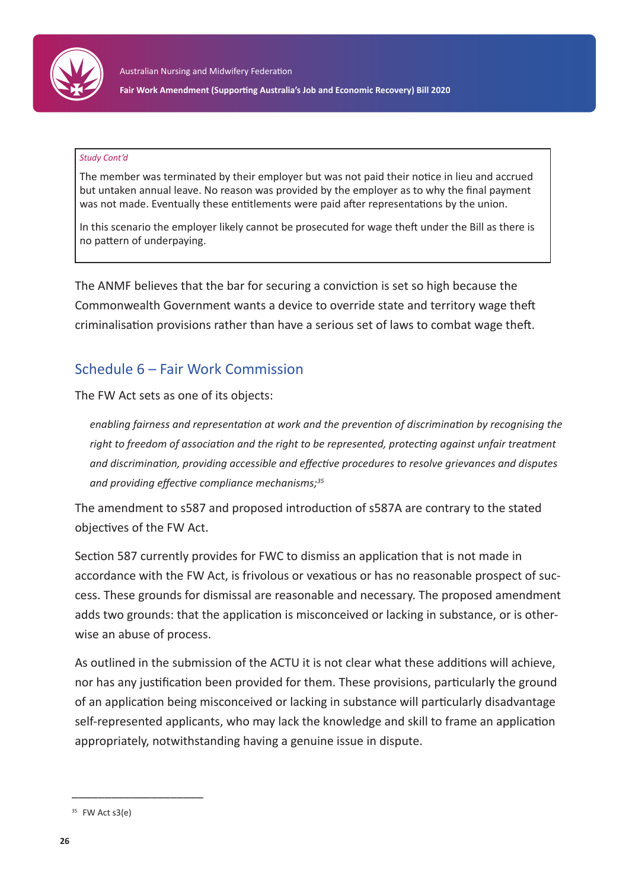*Study Cont'd*

The member was terminated by their employer but was not paid their notice in lieu and accrued but untaken annual leave. No reason was provided by the employer as to why the final payment was not made. Eventually these entitlements were paid after representations by the union.

In this scenario the employer likely cannot be prosecuted for wage theft under the Bill as there is no pattern of underpaying.

The ANMF believes that the bar for securing a conviction is set so high because the Commonwealth Government wants a device to override state and territory wage theft criminalisation provisions rather than have a serious set of laws to combat wage theft.

## Schedule 6 – Fair Work Commission

The FW Act sets as one of its objects:

> *enabling fairness and representation at work and the prevention of discrimination by recognising the right to freedom of association and the right to be represented, protecting against unfair treatment and discrimination, providing accessible and effective procedures to resolve grievances and disputes and providing effective compliance mechanisms;*[35]

The amendment to s587 and proposed introduction of s587A are contrary to the stated objectives of the FW Act.

Section 587 currently provides for FWC to dismiss an application that is not made in accordance with the FW Act, is frivolous or vexatious or has no reasonable prospect of success. These grounds for dismissal are reasonable and necessary. The proposed amendment adds two grounds: that the application is misconceived or lacking in substance, or is otherwise an abuse of process.

As outlined in the submission of the ACTU it is not clear what these additions will achieve, nor has any justification been provided for them. These provisions, particularly the ground of an application being misconceived or lacking in substance will particularly disadvantage self-represented applicants, who may lack the knowledge and skill to frame an application appropriately, notwithstanding having a genuine issue in dispute.

---

[35] FW Act s3(e)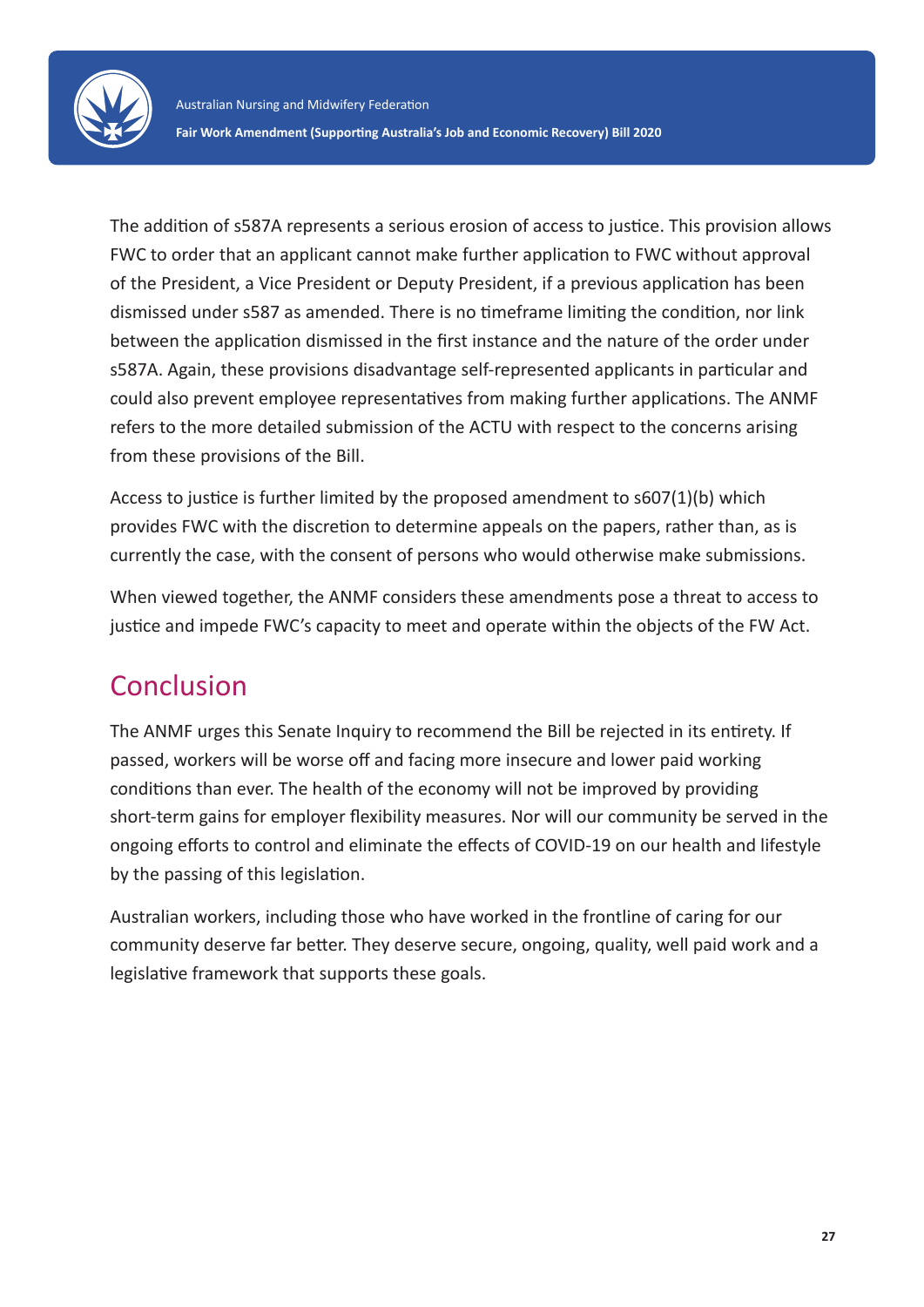The addition of s587A represents a serious erosion of access to justice. This provision allows FWC to order that an applicant cannot make further application to FWC without approval of the President, a Vice President or Deputy President, if a previous application has been dismissed under s587 as amended. There is no timeframe limiting the condition, nor link between the application dismissed in the first instance and the nature of the order under s587A. Again, these provisions disadvantage self-represented applicants in particular and could also prevent employee representatives from making further applications. The ANMF refers to the more detailed submission of the ACTU with respect to the concerns arising from these provisions of the Bill.

Access to justice is further limited by the proposed amendment to s607(1)(b) which provides FWC with the discretion to determine appeals on the papers, rather than, as is currently the case, with the consent of persons who would otherwise make submissions.

When viewed together, the ANMF considers these amendments pose a threat to access to justice and impede FWC's capacity to meet and operate within the objects of the FW Act.

## Conclusion

The ANMF urges this Senate Inquiry to recommend the Bill be rejected in its entirety. If passed, workers will be worse off and facing more insecure and lower paid working conditions than ever. The health of the economy will not be improved by providing short-term gains for employer flexibility measures. Nor will our community be served in the ongoing efforts to control and eliminate the effects of COVID-19 on our health and lifestyle by the passing of this legislation.

Australian workers, including those who have worked in the frontline of caring for our community deserve far better. They deserve secure, ongoing, quality, well paid work and a legislative framework that supports these goals.